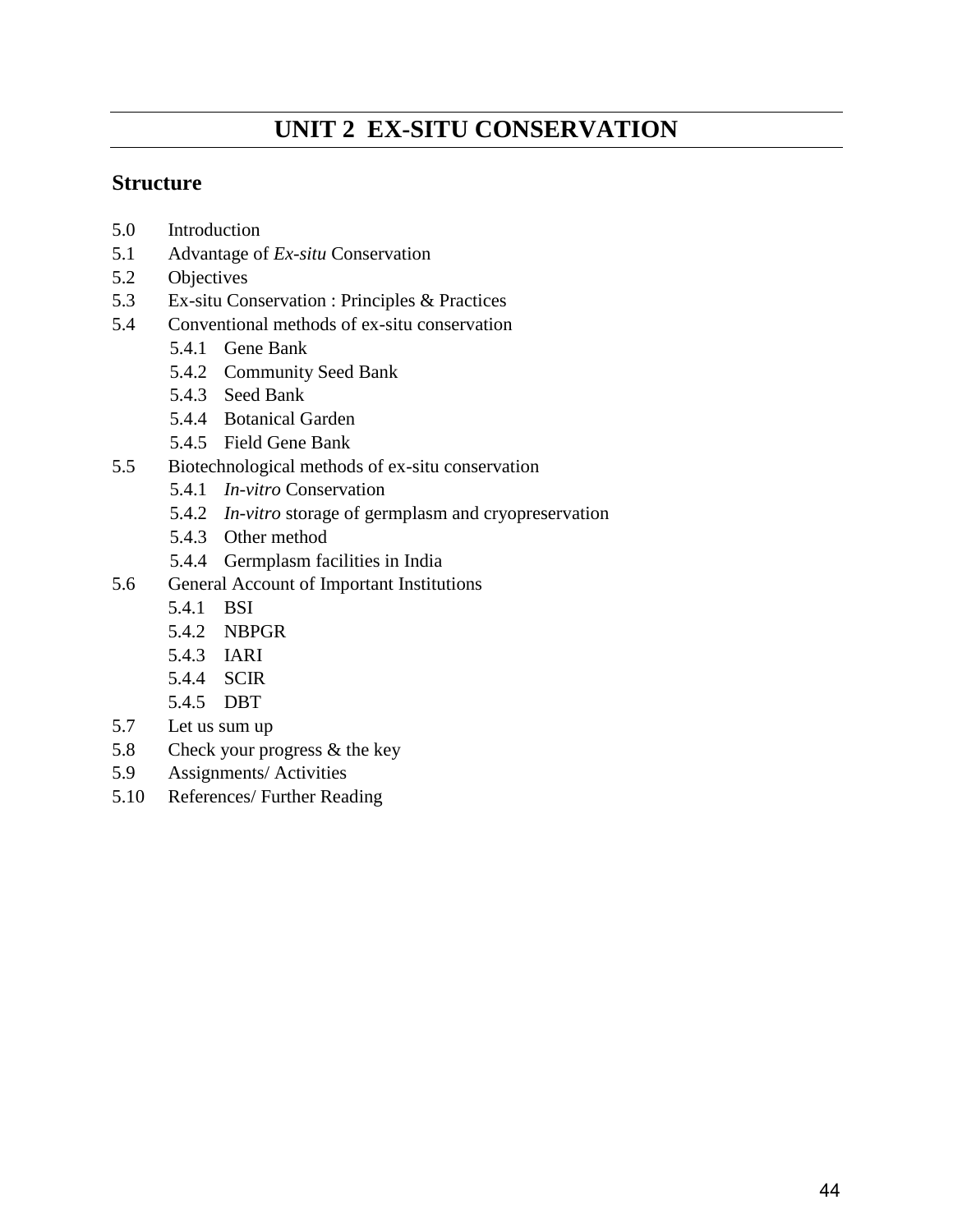# UNIT 2 EX-SITU CONSERVATION

## Structure

- 5.0 Introduction
- 5.1 Advantage of *Ex-situ* Conservation
- 5.2 Objectives
- 5.3 Ex-situ Conservation : Principles & Practices
- 5.4 Conventional methods of ex-situ conservation
  - 5.4.1 Gene Bank
  - 5.4.2 Community Seed Bank
  - 5.4.3 Seed Bank
  - 5.4.4 Botanical Garden
  - 5.4.5 Field Gene Bank
- 5.5 Biotechnological methods of ex-situ conservation
  - 5.4.1 *In-vitro* Conservation
  - 5.4.2 *In-vitro* storage of germplasm and cryopreservation
  - 5.4.3 Other method
  - 5.4.4 Germplasm facilities in India
- 5.6 General Account of Important Institutions
  - 5.4.1 BSI
  - 5.4.2 NBPGR
  - 5.4.3 IARI
  - 5.4.4 SCIR
  - 5.4.5 DBT
- 5.7 Let us sum up
- 5.8 Check your progress & the key
- 5.9 Assignments/ Activities
- 5.10 References/ Further Reading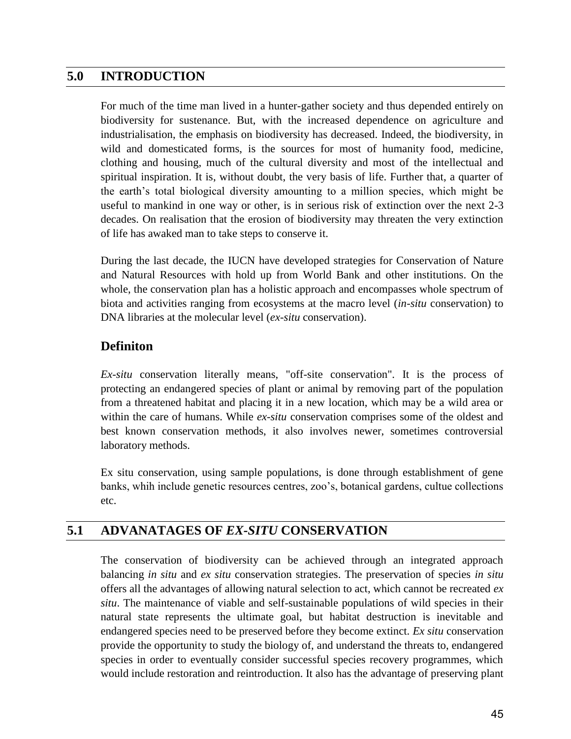## 5.0 INTRODUCTION

For much of the time man lived in a hunter-gather society and thus depended entirely on biodiversity for sustenance. But, with the increased dependence on agriculture and industrialisation, the emphasis on biodiversity has decreased. Indeed, the biodiversity, in wild and domesticated forms, is the sources for most of humanity food, medicine, clothing and housing, much of the cultural diversity and most of the intellectual and spiritual inspiration. It is, without doubt, the very basis of life. Further that, a quarter of the earth's total biological diversity amounting to a million species, which might be useful to mankind in one way or other, is in serious risk of extinction over the next 2-3 decades. On realisation that the erosion of biodiversity may threaten the very extinction of life has awaked man to take steps to conserve it.

During the last decade, the IUCN have developed strategies for Conservation of Nature and Natural Resources with hold up from World Bank and other institutions. On the whole, the conservation plan has a holistic approach and encompasses whole spectrum of biota and activities ranging from ecosystems at the macro level (*in-situ* conservation) to DNA libraries at the molecular level (*ex-situ* conservation).

### Definiton

*Ex-situ* conservation literally means, "off-site conservation". It is the process of protecting an endangered species of plant or animal by removing part of the population from a threatened habitat and placing it in a new location, which may be a wild area or within the care of humans. While *ex-situ* conservation comprises some of the oldest and best known conservation methods, it also involves newer, sometimes controversial laboratory methods.

Ex situ conservation, using sample populations, is done through establishment of gene banks, whih include genetic resources centres, zoo's, botanical gardens, cultue collections etc.

## 5.1 ADVANATAGES OF *EX-SITU* CONSERVATION

The conservation of biodiversity can be achieved through an integrated approach balancing *in situ* and *ex situ* conservation strategies. The preservation of species *in situ* offers all the advantages of allowing natural selection to act, which cannot be recreated *ex situ*. The maintenance of viable and self-sustainable populations of wild species in their natural state represents the ultimate goal, but habitat destruction is inevitable and endangered species need to be preserved before they become extinct. *Ex situ* conservation provide the opportunity to study the biology of, and understand the threats to, endangered species in order to eventually consider successful species recovery programmes, which would include restoration and reintroduction. It also has the advantage of preserving plant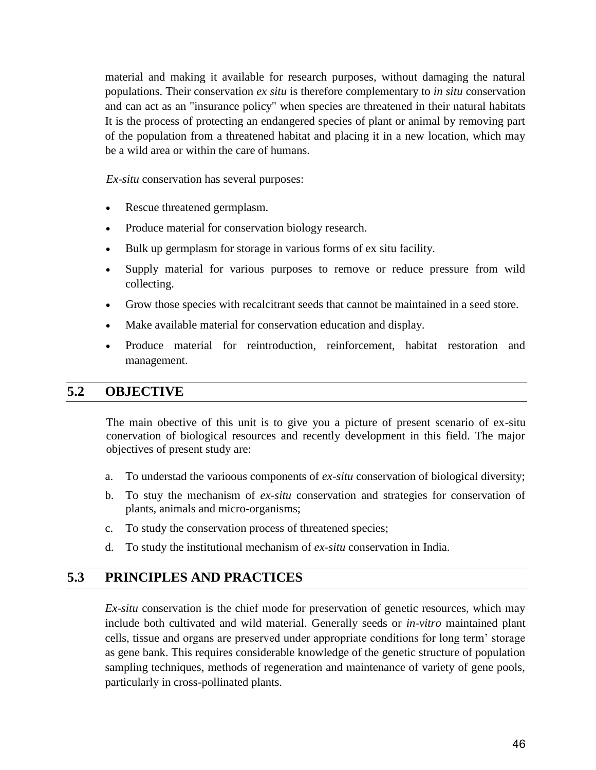material and making it available for research purposes, without damaging the natural populations. Their conservation *ex situ* is therefore complementary to *in situ* conservation and can act as an "insurance policy" when species are threatened in their natural habitats It is the process of protecting an endangered species of plant or animal by removing part of the population from a threatened habitat and placing it in a new location, which may be a wild area or within the care of humans.

*Ex-situ* conservation has several purposes:

- Rescue threatened germplasm.
- Produce material for conservation biology research.
- Bulk up germplasm for storage in various forms of ex situ facility.
- Supply material for various purposes to remove or reduce pressure from wild collecting.
- Grow those species with recalcitrant seeds that cannot be maintained in a seed store.
- Make available material for conservation education and display.
- Produce material for reintroduction, reinforcement, habitat restoration and management.

## 5.2 OBJECTIVE

The main obective of this unit is to give you a picture of present scenario of ex-situ conervation of biological resources and recently development in this field. The major objectives of present study are:

a. To understad the varioous components of *ex-situ* conservation of biological diversity;
b. To stuy the mechanism of *ex-situ* conservation and strategies for conservation of plants, animals and micro-organisms;
c. To study the conservation process of threatened species;
d. To study the institutional mechanism of *ex-situ* conservation in India.

## 5.3 PRINCIPLES AND PRACTICES

*Ex-situ* conservation is the chief mode for preservation of genetic resources, which may include both cultivated and wild material. Generally seeds or *in-vitro* maintained plant cells, tissue and organs are preserved under appropriate conditions for long term' storage as gene bank. This requires considerable knowledge of the genetic structure of population sampling techniques, methods of regeneration and maintenance of variety of gene pools, particularly in cross-pollinated plants.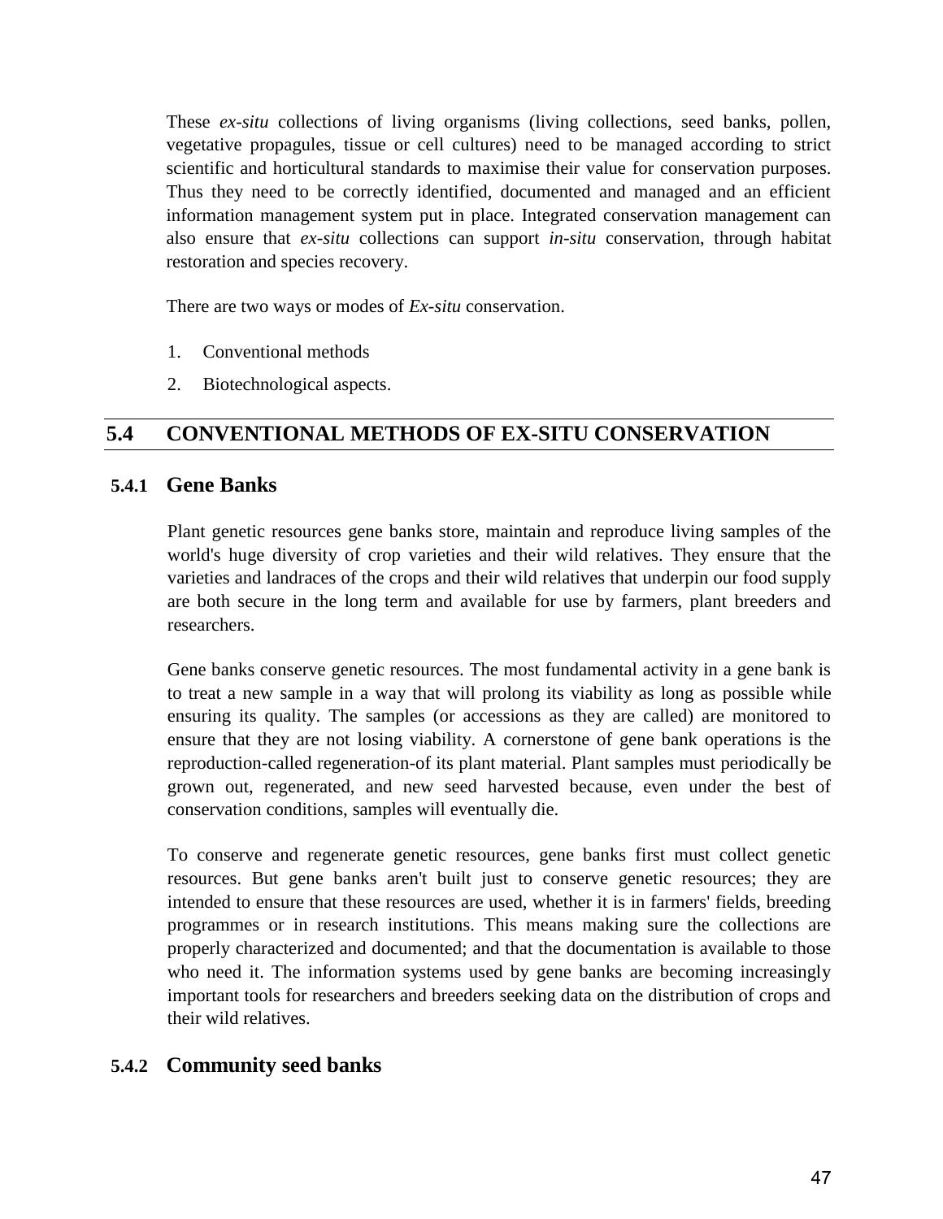These *ex-situ* collections of living organisms (living collections, seed banks, pollen, vegetative propagules, tissue or cell cultures) need to be managed according to strict scientific and horticultural standards to maximise their value for conservation purposes. Thus they need to be correctly identified, documented and managed and an efficient information management system put in place. Integrated conservation management can also ensure that *ex-situ* collections can support *in-situ* conservation, through habitat restoration and species recovery.

There are two ways or modes of *Ex-situ* conservation.

1. Conventional methods
2. Biotechnological aspects.

## 5.4 CONVENTIONAL METHODS OF EX-SITU CONSERVATION

### 5.4.1 Gene Banks

Plant genetic resources gene banks store, maintain and reproduce living samples of the world's huge diversity of crop varieties and their wild relatives. They ensure that the varieties and landraces of the crops and their wild relatives that underpin our food supply are both secure in the long term and available for use by farmers, plant breeders and researchers.

Gene banks conserve genetic resources. The most fundamental activity in a gene bank is to treat a new sample in a way that will prolong its viability as long as possible while ensuring its quality. The samples (or accessions as they are called) are monitored to ensure that they are not losing viability. A cornerstone of gene bank operations is the reproduction-called regeneration-of its plant material. Plant samples must periodically be grown out, regenerated, and new seed harvested because, even under the best of conservation conditions, samples will eventually die.

To conserve and regenerate genetic resources, gene banks first must collect genetic resources. But gene banks aren't built just to conserve genetic resources; they are intended to ensure that these resources are used, whether it is in farmers' fields, breeding programmes or in research institutions. This means making sure the collections are properly characterized and documented; and that the documentation is available to those who need it. The information systems used by gene banks are becoming increasingly important tools for researchers and breeders seeking data on the distribution of crops and their wild relatives.

### 5.4.2 Community seed banks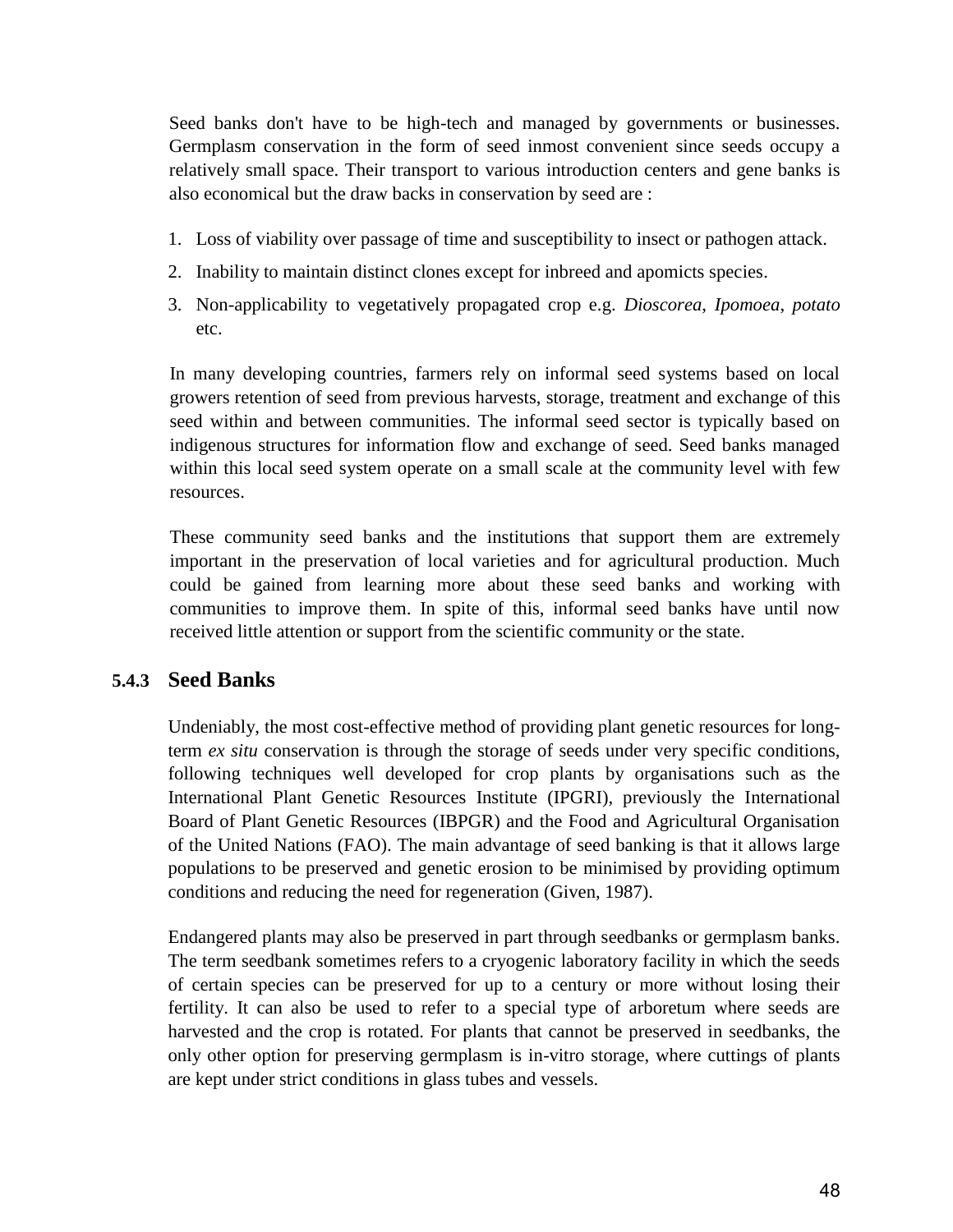Seed banks don't have to be high-tech and managed by governments or businesses. Germplasm conservation in the form of seed inmost convenient since seeds occupy a relatively small space. Their transport to various introduction centers and gene banks is also economical but the draw backs in conservation by seed are :

1. Loss of viability over passage of time and susceptibility to insect or pathogen attack.
2. Inability to maintain distinct clones except for inbreed and apomicts species.
3. Non-applicability to vegetatively propagated crop e.g. *Dioscorea*, *Ipomoea*, *potato* etc.

In many developing countries, farmers rely on informal seed systems based on local growers retention of seed from previous harvests, storage, treatment and exchange of this seed within and between communities. The informal seed sector is typically based on indigenous structures for information flow and exchange of seed. Seed banks managed within this local seed system operate on a small scale at the community level with few resources.

These community seed banks and the institutions that support them are extremely important in the preservation of local varieties and for agricultural production. Much could be gained from learning more about these seed banks and working with communities to improve them. In spite of this, informal seed banks have until now received little attention or support from the scientific community or the state.

### 5.4.3 Seed Banks

Undeniably, the most cost-effective method of providing plant genetic resources for long-term *ex situ* conservation is through the storage of seeds under very specific conditions, following techniques well developed for crop plants by organisations such as the International Plant Genetic Resources Institute (IPGRI), previously the International Board of Plant Genetic Resources (IBPGR) and the Food and Agricultural Organisation of the United Nations (FAO). The main advantage of seed banking is that it allows large populations to be preserved and genetic erosion to be minimised by providing optimum conditions and reducing the need for regeneration (Given, 1987).

Endangered plants may also be preserved in part through seedbanks or germplasm banks. The term seedbank sometimes refers to a cryogenic laboratory facility in which the seeds of certain species can be preserved for up to a century or more without losing their fertility. It can also be used to refer to a special type of arboretum where seeds are harvested and the crop is rotated. For plants that cannot be preserved in seedbanks, the only other option for preserving germplasm is in-vitro storage, where cuttings of plants are kept under strict conditions in glass tubes and vessels.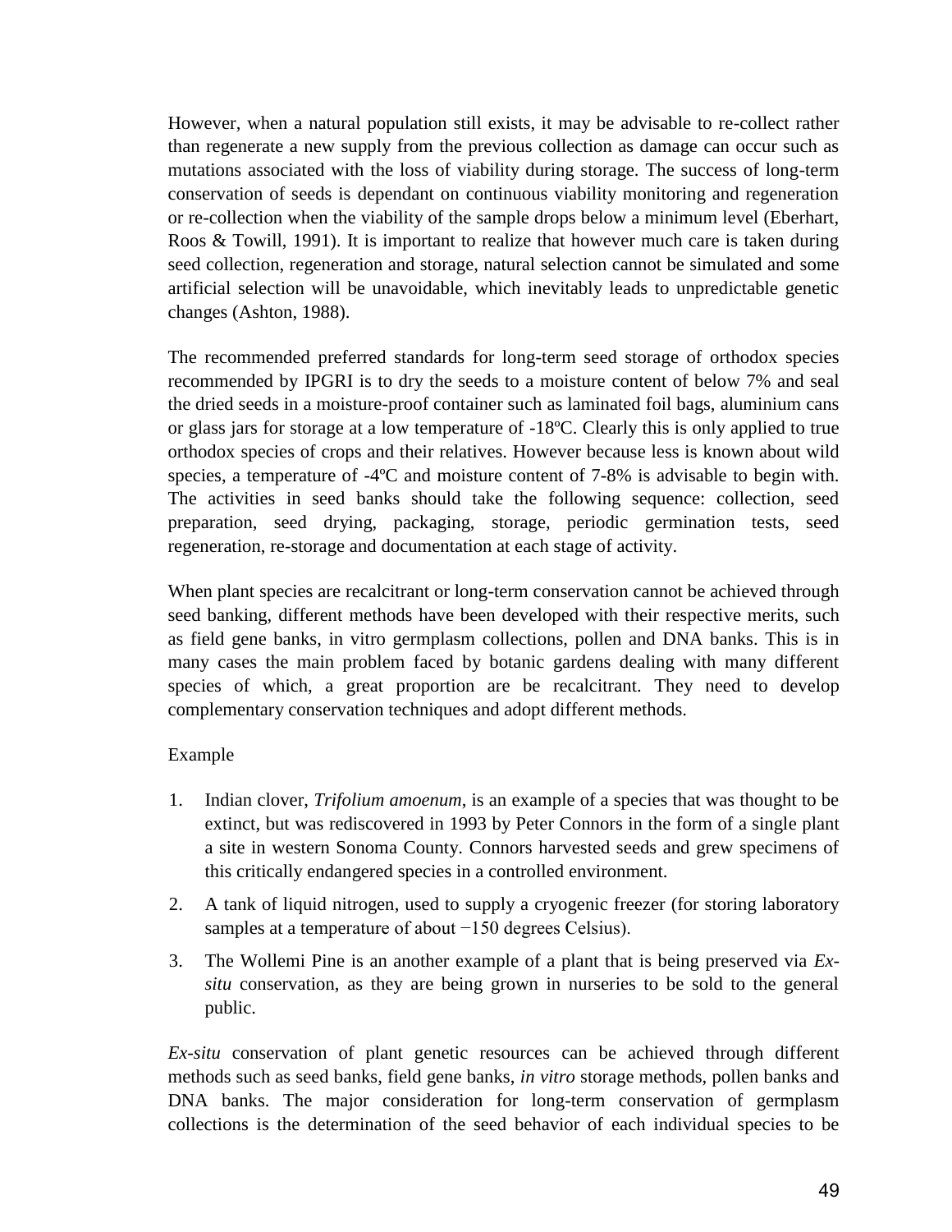However, when a natural population still exists, it may be advisable to re-collect rather than regenerate a new supply from the previous collection as damage can occur such as mutations associated with the loss of viability during storage. The success of long-term conservation of seeds is dependant on continuous viability monitoring and regeneration or re-collection when the viability of the sample drops below a minimum level (Eberhart, Roos & Towill, 1991). It is important to realize that however much care is taken during seed collection, regeneration and storage, natural selection cannot be simulated and some artificial selection will be unavoidable, which inevitably leads to unpredictable genetic changes (Ashton, 1988).

The recommended preferred standards for long-term seed storage of orthodox species recommended by IPGRI is to dry the seeds to a moisture content of below 7% and seal the dried seeds in a moisture-proof container such as laminated foil bags, aluminium cans or glass jars for storage at a low temperature of -18ºC. Clearly this is only applied to true orthodox species of crops and their relatives. However because less is known about wild species, a temperature of -4ºC and moisture content of 7-8% is advisable to begin with. The activities in seed banks should take the following sequence: collection, seed preparation, seed drying, packaging, storage, periodic germination tests, seed regeneration, re-storage and documentation at each stage of activity.

When plant species are recalcitrant or long-term conservation cannot be achieved through seed banking, different methods have been developed with their respective merits, such as field gene banks, in vitro germplasm collections, pollen and DNA banks. This is in many cases the main problem faced by botanic gardens dealing with many different species of which, a great proportion are be recalcitrant. They need to develop complementary conservation techniques and adopt different methods.

Example

1. Indian clover, *Trifolium amoenum*, is an example of a species that was thought to be extinct, but was rediscovered in 1993 by Peter Connors in the form of a single plant a site in western Sonoma County. Connors harvested seeds and grew specimens of this critically endangered species in a controlled environment.
2. A tank of liquid nitrogen, used to supply a cryogenic freezer (for storing laboratory samples at a temperature of about −150 degrees Celsius).
3. The Wollemi Pine is an another example of a plant that is being preserved via *Ex-situ* conservation, as they are being grown in nurseries to be sold to the general public.

*Ex-situ* conservation of plant genetic resources can be achieved through different methods such as seed banks, field gene banks, *in vitro* storage methods, pollen banks and DNA banks. The major consideration for long-term conservation of germplasm collections is the determination of the seed behavior of each individual species to be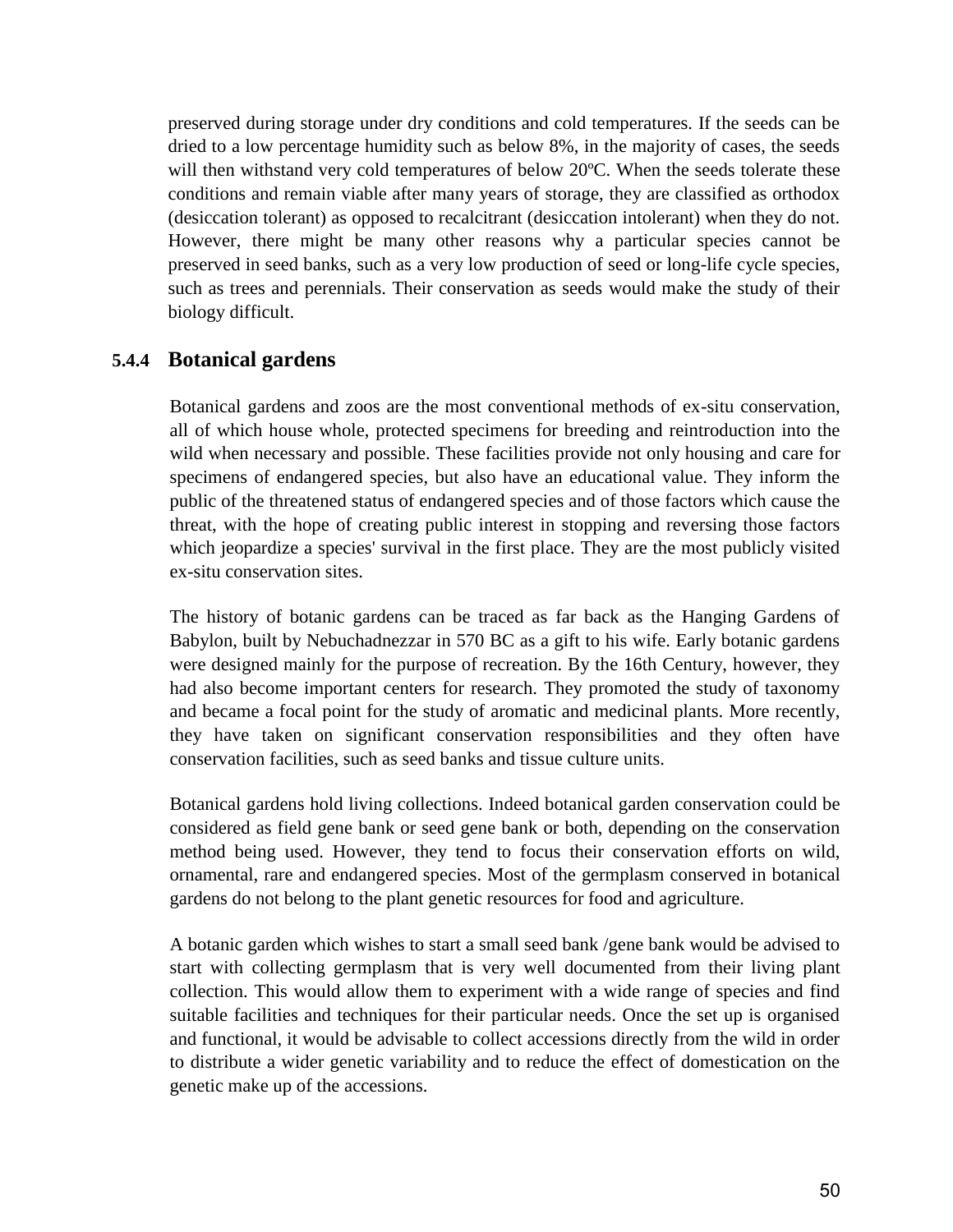preserved during storage under dry conditions and cold temperatures. If the seeds can be dried to a low percentage humidity such as below 8%, in the majority of cases, the seeds will then withstand very cold temperatures of below 20ºC. When the seeds tolerate these conditions and remain viable after many years of storage, they are classified as orthodox (desiccation tolerant) as opposed to recalcitrant (desiccation intolerant) when they do not. However, there might be many other reasons why a particular species cannot be preserved in seed banks, such as a very low production of seed or long-life cycle species, such as trees and perennials. Their conservation as seeds would make the study of their biology difficult.

### 5.4.4 Botanical gardens

Botanical gardens and zoos are the most conventional methods of ex-situ conservation, all of which house whole, protected specimens for breeding and reintroduction into the wild when necessary and possible. These facilities provide not only housing and care for specimens of endangered species, but also have an educational value. They inform the public of the threatened status of endangered species and of those factors which cause the threat, with the hope of creating public interest in stopping and reversing those factors which jeopardize a species' survival in the first place. They are the most publicly visited ex-situ conservation sites.

The history of botanic gardens can be traced as far back as the Hanging Gardens of Babylon, built by Nebuchadnezzar in 570 BC as a gift to his wife. Early botanic gardens were designed mainly for the purpose of recreation. By the 16th Century, however, they had also become important centers for research. They promoted the study of taxonomy and became a focal point for the study of aromatic and medicinal plants. More recently, they have taken on significant conservation responsibilities and they often have conservation facilities, such as seed banks and tissue culture units.

Botanical gardens hold living collections. Indeed botanical garden conservation could be considered as field gene bank or seed gene bank or both, depending on the conservation method being used. However, they tend to focus their conservation efforts on wild, ornamental, rare and endangered species. Most of the germplasm conserved in botanical gardens do not belong to the plant genetic resources for food and agriculture.

A botanic garden which wishes to start a small seed bank /gene bank would be advised to start with collecting germplasm that is very well documented from their living plant collection. This would allow them to experiment with a wide range of species and find suitable facilities and techniques for their particular needs. Once the set up is organised and functional, it would be advisable to collect accessions directly from the wild in order to distribute a wider genetic variability and to reduce the effect of domestication on the genetic make up of the accessions.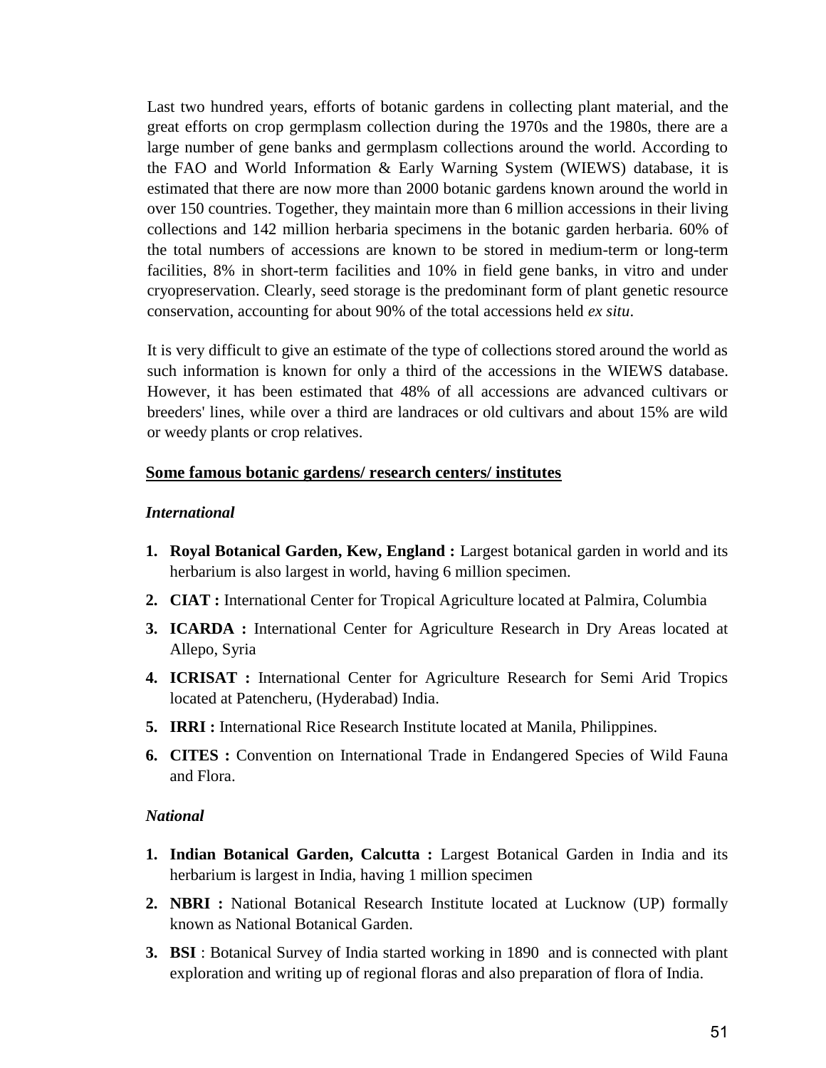Last two hundred years, efforts of botanic gardens in collecting plant material, and the great efforts on crop germplasm collection during the 1970s and the 1980s, there are a large number of gene banks and germplasm collections around the world. According to the FAO and World Information & Early Warning System (WIEWS) database, it is estimated that there are now more than 2000 botanic gardens known around the world in over 150 countries. Together, they maintain more than 6 million accessions in their living collections and 142 million herbaria specimens in the botanic garden herbaria. 60% of the total numbers of accessions are known to be stored in medium-term or long-term facilities, 8% in short-term facilities and 10% in field gene banks, in vitro and under cryopreservation. Clearly, seed storage is the predominant form of plant genetic resource conservation, accounting for about 90% of the total accessions held *ex situ*.

It is very difficult to give an estimate of the type of collections stored around the world as such information is known for only a third of the accessions in the WIEWS database. However, it has been estimated that 48% of all accessions are advanced cultivars or breeders' lines, while over a third are landraces or old cultivars and about 15% are wild or weedy plants or crop relatives.

## Some famous botanic gardens/ research centers/ institutes

### *International*

1. **Royal Botanical Garden, Kew, England :** Largest botanical garden in world and its herbarium is also largest in world, having 6 million specimen.
2. **CIAT :** International Center for Tropical Agriculture located at Palmira, Columbia
3. **ICARDA :** International Center for Agriculture Research in Dry Areas located at Allepo, Syria
4. **ICRISAT :** International Center for Agriculture Research for Semi Arid Tropics located at Patencheru, (Hyderabad) India.
5. **IRRI :** International Rice Research Institute located at Manila, Philippines.
6. **CITES :** Convention on International Trade in Endangered Species of Wild Fauna and Flora.

### *National*

1. **Indian Botanical Garden, Calcutta :** Largest Botanical Garden in India and its herbarium is largest in India, having 1 million specimen
2. **NBRI :** National Botanical Research Institute located at Lucknow (UP) formally known as National Botanical Garden.
3. **BSI** : Botanical Survey of India started working in 1890 and is connected with plant exploration and writing up of regional floras and also preparation of flora of India.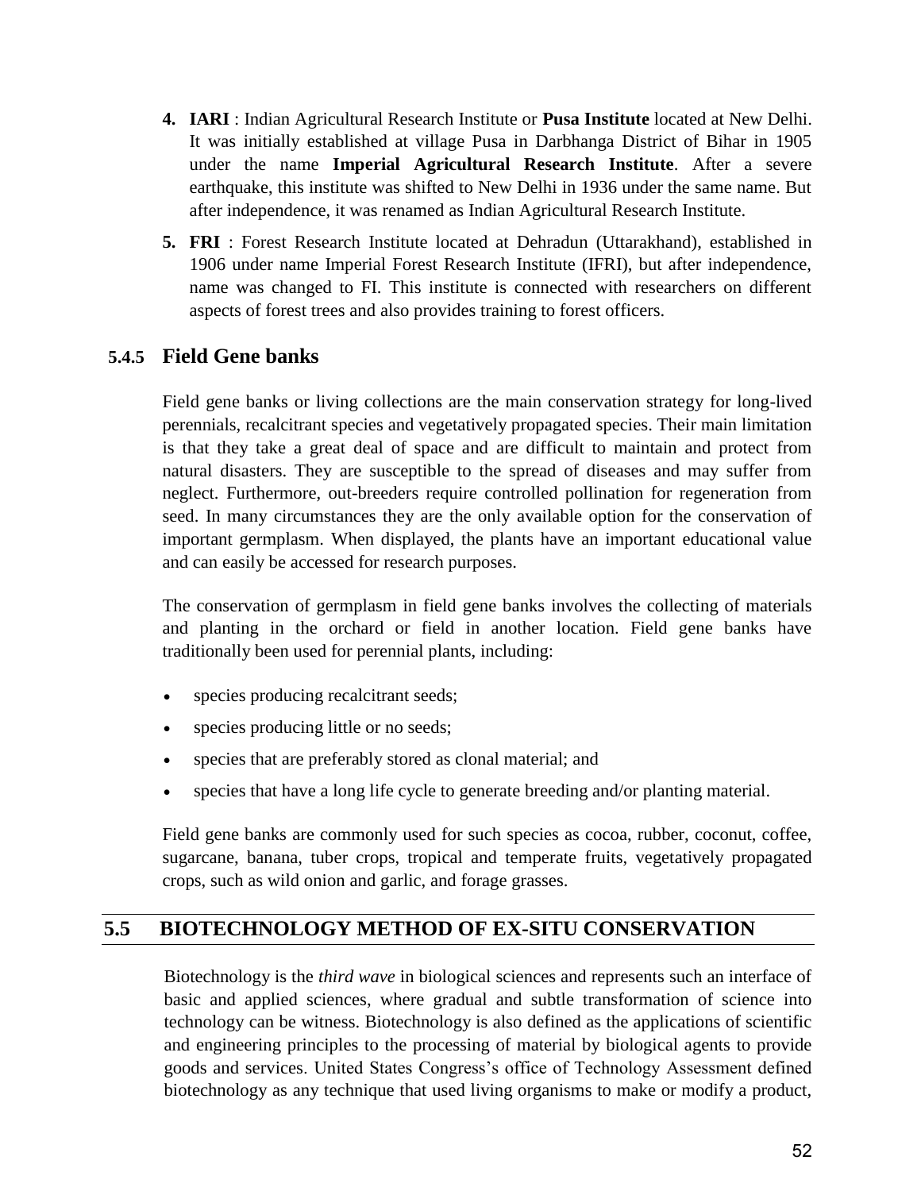4. **IARI** : Indian Agricultural Research Institute or **Pusa Institute** located at New Delhi. It was initially established at village Pusa in Darbhanga District of Bihar in 1905 under the name **Imperial Agricultural Research Institute**. After a severe earthquake, this institute was shifted to New Delhi in 1936 under the same name. But after independence, it was renamed as Indian Agricultural Research Institute.

5. **FRI** : Forest Research Institute located at Dehradun (Uttarakhand), established in 1906 under name Imperial Forest Research Institute (IFRI), but after independence, name was changed to FI. This institute is connected with researchers on different aspects of forest trees and also provides training to forest officers.

### 5.4.5 Field Gene banks

Field gene banks or living collections are the main conservation strategy for long-lived perennials, recalcitrant species and vegetatively propagated species. Their main limitation is that they take a great deal of space and are difficult to maintain and protect from natural disasters. They are susceptible to the spread of diseases and may suffer from neglect. Furthermore, out-breeders require controlled pollination for regeneration from seed. In many circumstances they are the only available option for the conservation of important germplasm. When displayed, the plants have an important educational value and can easily be accessed for research purposes.

The conservation of germplasm in field gene banks involves the collecting of materials and planting in the orchard or field in another location. Field gene banks have traditionally been used for perennial plants, including:

- species producing recalcitrant seeds;
- species producing little or no seeds;
- species that are preferably stored as clonal material; and
- species that have a long life cycle to generate breeding and/or planting material.

Field gene banks are commonly used for such species as cocoa, rubber, coconut, coffee, sugarcane, banana, tuber crops, tropical and temperate fruits, vegetatively propagated crops, such as wild onion and garlic, and forage grasses.

## 5.5 BIOTECHNOLOGY METHOD OF EX-SITU CONSERVATION

Biotechnology is the *third wave* in biological sciences and represents such an interface of basic and applied sciences, where gradual and subtle transformation of science into technology can be witness. Biotechnology is also defined as the applications of scientific and engineering principles to the processing of material by biological agents to provide goods and services. United States Congress's office of Technology Assessment defined biotechnology as any technique that used living organisms to make or modify a product,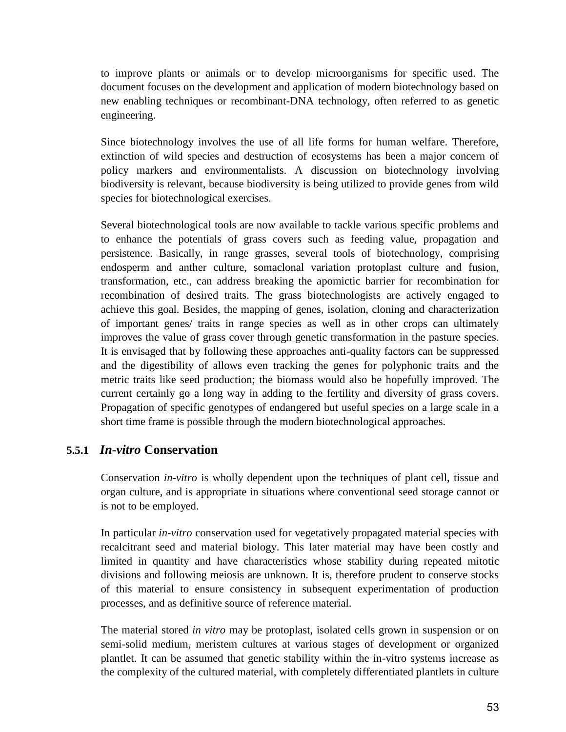to improve plants or animals or to develop microorganisms for specific used. The document focuses on the development and application of modern biotechnology based on new enabling techniques or recombinant-DNA technology, often referred to as genetic engineering.

Since biotechnology involves the use of all life forms for human welfare. Therefore, extinction of wild species and destruction of ecosystems has been a major concern of policy markers and environmentalists. A discussion on biotechnology involving biodiversity is relevant, because biodiversity is being utilized to provide genes from wild species for biotechnological exercises.

Several biotechnological tools are now available to tackle various specific problems and to enhance the potentials of grass covers such as feeding value, propagation and persistence. Basically, in range grasses, several tools of biotechnology, comprising endosperm and anther culture, somaclonal variation protoplast culture and fusion, transformation, etc., can address breaking the apomictic barrier for recombination for recombination of desired traits. The grass biotechnologists are actively engaged to achieve this goal. Besides, the mapping of genes, isolation, cloning and characterization of important genes/ traits in range species as well as in other crops can ultimately improves the value of grass cover through genetic transformation in the pasture species. It is envisaged that by following these approaches anti-quality factors can be suppressed and the digestibility of allows even tracking the genes for polyphonic traits and the metric traits like seed production; the biomass would also be hopefully improved. The current certainly go a long way in adding to the fertility and diversity of grass covers. Propagation of specific genotypes of endangered but useful species on a large scale in a short time frame is possible through the modern biotechnological approaches.

### 5.5.1 *In-vitro* Conservation

Conservation *in-vitro* is wholly dependent upon the techniques of plant cell, tissue and organ culture, and is appropriate in situations where conventional seed storage cannot or is not to be employed.

In particular *in-vitro* conservation used for vegetatively propagated material species with recalcitrant seed and material biology. This later material may have been costly and limited in quantity and have characteristics whose stability during repeated mitotic divisions and following meiosis are unknown. It is, therefore prudent to conserve stocks of this material to ensure consistency in subsequent experimentation of production processes, and as definitive source of reference material.

The material stored *in vitro* may be protoplast, isolated cells grown in suspension or on semi-solid medium, meristem cultures at various stages of development or organized plantlet. It can be assumed that genetic stability within the in-vitro systems increase as the complexity of the cultured material, with completely differentiated plantlets in culture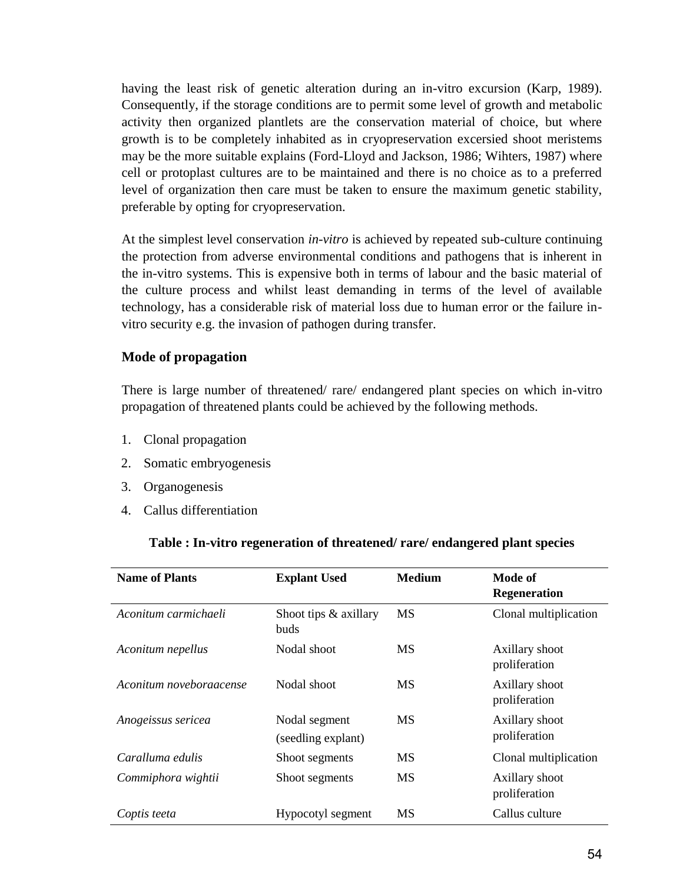having the least risk of genetic alteration during an in-vitro excursion (Karp, 1989). Consequently, if the storage conditions are to permit some level of growth and metabolic activity then organized plantlets are the conservation material of choice, but where growth is to be completely inhabited as in cryopreservation excersied shoot meristems may be the more suitable explains (Ford-Lloyd and Jackson, 1986; Wihters, 1987) where cell or protoplast cultures are to be maintained and there is no choice as to a preferred level of organization then care must be taken to ensure the maximum genetic stability, preferable by opting for cryopreservation.

At the simplest level conservation *in-vitro* is achieved by repeated sub-culture continuing the protection from adverse environmental conditions and pathogens that is inherent in the in-vitro systems. This is expensive both in terms of labour and the basic material of the culture process and whilst least demanding in terms of the level of available technology, has a considerable risk of material loss due to human error or the failure in-vitro security e.g. the invasion of pathogen during transfer.

### Mode of propagation

There is large number of threatened/ rare/ endangered plant species on which in-vitro propagation of threatened plants could be achieved by the following methods.

1. Clonal propagation
2. Somatic embryogenesis
3. Organogenesis
4. Callus differentiation

**Table : In-vitro regeneration of threatened/ rare/ endangered plant species**

| Name of Plants | Explant Used | Medium | Mode of Regeneration |
|---|---|---|---|
| *Aconitum carmichaeli* | Shoot tips & axillary buds | MS | Clonal multiplication |
| *Aconitum nepellus* | Nodal shoot | MS | Axillary shoot proliferation |
| *Aconitum noveboraacense* | Nodal shoot | MS | Axillary shoot proliferation |
| *Anogeissus sericea* | Nodal segment (seedling explant) | MS | Axillary shoot proliferation |
| *Caralluma edulis* | Shoot segments | MS | Clonal multiplication |
| *Commiphora wightii* | Shoot segments | MS | Axillary shoot proliferation |
| *Coptis teeta* | Hypocotyl segment | MS | Callus culture |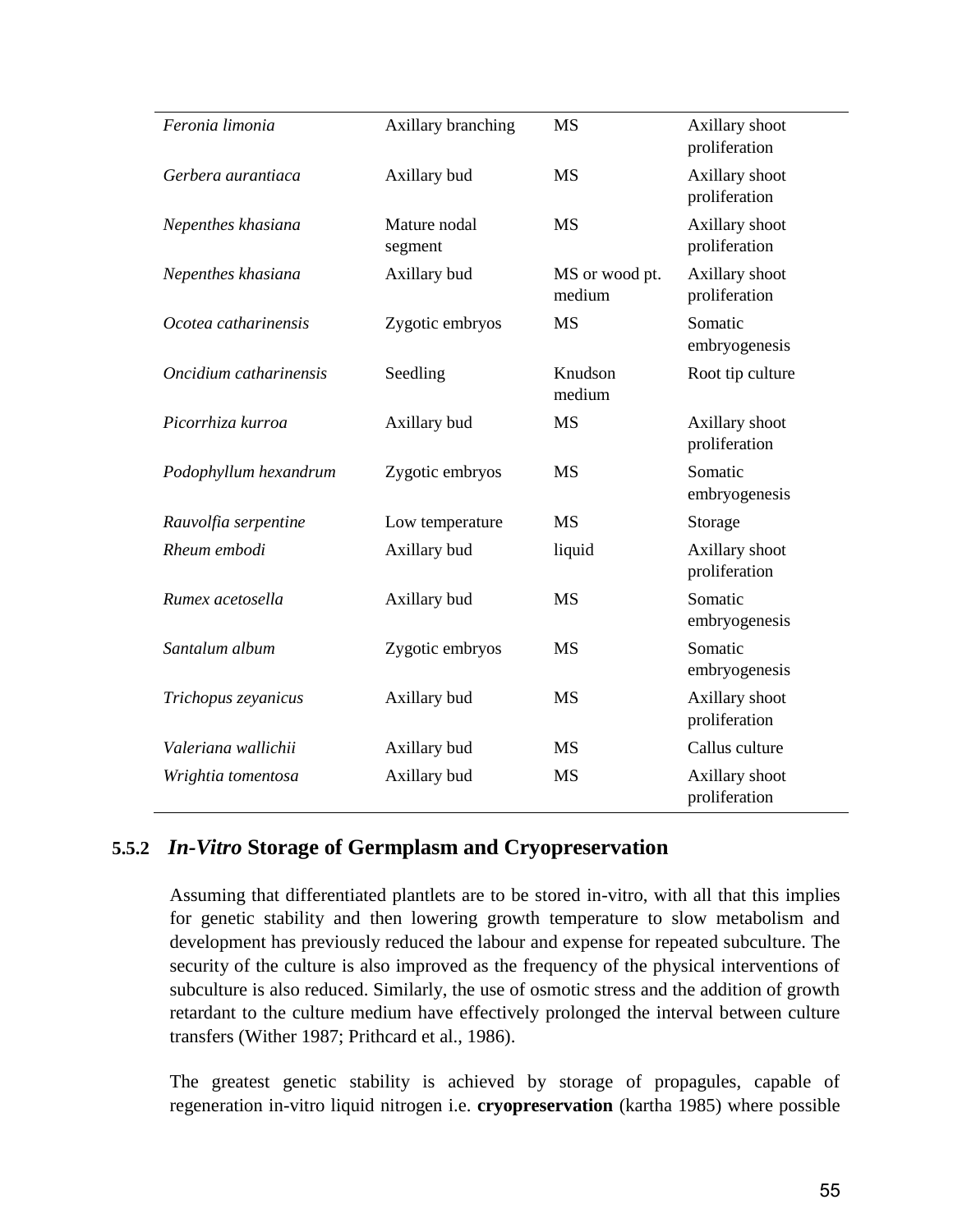| | | | |
|---|---|---|---|
| *Feronia limonia* | Axillary branching | MS | Axillary shoot proliferation |
| *Gerbera aurantiaca* | Axillary bud | MS | Axillary shoot proliferation |
| *Nepenthes khasiana* | Mature nodal segment | MS | Axillary shoot proliferation |
| *Nepenthes khasiana* | Axillary bud | MS or wood pt. medium | Axillary shoot proliferation |
| *Ocotea catharinensis* | Zygotic embryos | MS | Somatic embryogenesis |
| *Oncidium catharinensis* | Seedling | Knudson medium | Root tip culture |
| *Picorrhiza kurroa* | Axillary bud | MS | Axillary shoot proliferation |
| *Podophyllum hexandrum* | Zygotic embryos | MS | Somatic embryogenesis |
| *Rauvolfia serpentine* | Low temperature | MS | Storage |
| *Rheum embodi* | Axillary bud | liquid | Axillary shoot proliferation |
| *Rumex acetosella* | Axillary bud | MS | Somatic embryogenesis |
| *Santalum album* | Zygotic embryos | MS | Somatic embryogenesis |
| *Trichopus zeyanicus* | Axillary bud | MS | Axillary shoot proliferation |
| *Valeriana wallichii* | Axillary bud | MS | Callus culture |
| *Wrightia tomentosa* | Axillary bud | MS | Axillary shoot proliferation |

### 5.5.2 *In-Vitro* Storage of Germplasm and Cryopreservation

Assuming that differentiated plantlets are to be stored in-vitro, with all that this implies for genetic stability and then lowering growth temperature to slow metabolism and development has previously reduced the labour and expense for repeated subculture. The security of the culture is also improved as the frequency of the physical interventions of subculture is also reduced. Similarly, the use of osmotic stress and the addition of growth retardant to the culture medium have effectively prolonged the interval between culture transfers (Wither 1987; Prithcard et al., 1986).

The greatest genetic stability is achieved by storage of propagules, capable of regeneration in-vitro liquid nitrogen i.e. **cryopreservation** (kartha 1985) where possible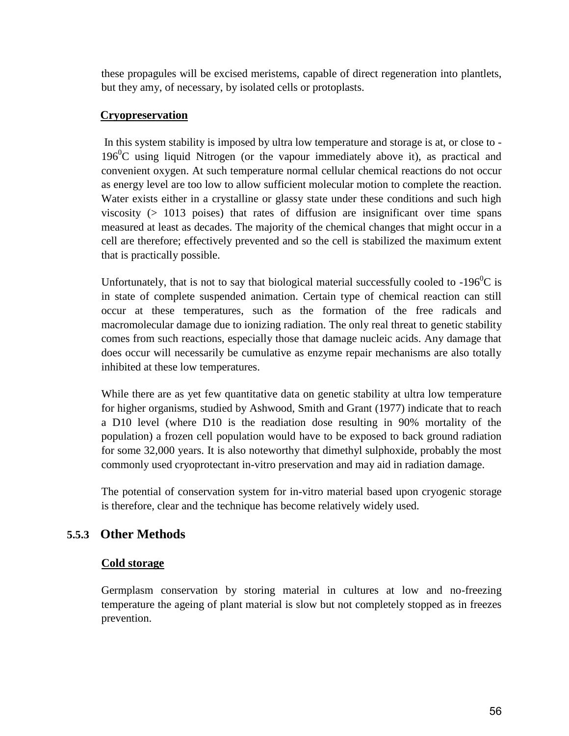these propagules will be excised meristems, capable of direct regeneration into plantlets, but they amy, of necessary, by isolated cells or protoplasts.

**Cryopreservation**

In this system stability is imposed by ultra low temperature and storage is at, or close to -196$^0$C using liquid Nitrogen (or the vapour immediately above it), as practical and convenient oxygen. At such temperature normal cellular chemical reactions do not occur as energy level are too low to allow sufficient molecular motion to complete the reaction. Water exists either in a crystalline or glassy state under these conditions and such high viscosity (> 1013 poises) that rates of diffusion are insignificant over time spans measured at least as decades. The majority of the chemical changes that might occur in a cell are therefore; effectively prevented and so the cell is stabilized the maximum extent that is practically possible.

Unfortunately, that is not to say that biological material successfully cooled to -196$^0$C is in state of complete suspended animation. Certain type of chemical reaction can still occur at these temperatures, such as the formation of the free radicals and macromolecular damage due to ionizing radiation. The only real threat to genetic stability comes from such reactions, especially those that damage nucleic acids. Any damage that does occur will necessarily be cumulative as enzyme repair mechanisms are also totally inhibited at these low temperatures.

While there are as yet few quantitative data on genetic stability at ultra low temperature for higher organisms, studied by Ashwood, Smith and Grant (1977) indicate that to reach a D10 level (where D10 is the readiation dose resulting in 90% mortality of the population) a frozen cell population would have to be exposed to back ground radiation for some 32,000 years. It is also noteworthy that dimethyl sulphoxide, probably the most commonly used cryoprotectant in-vitro preservation and may aid in radiation damage.

The potential of conservation system for in-vitro material based upon cryogenic storage is therefore, clear and the technique has become relatively widely used.

### 5.5.3 Other Methods

**Cold storage**

Germplasm conservation by storing material in cultures at low and no-freezing temperature the ageing of plant material is slow but not completely stopped as in freezes prevention.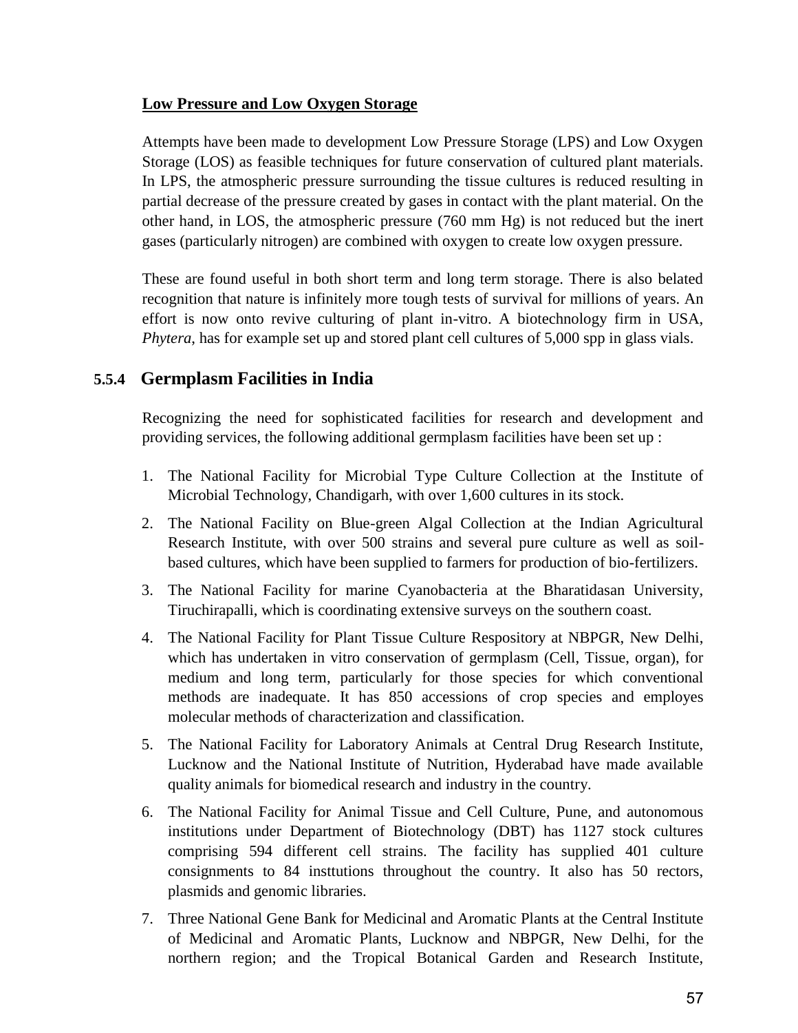**Low Pressure and Low Oxygen Storage**

Attempts have been made to development Low Pressure Storage (LPS) and Low Oxygen Storage (LOS) as feasible techniques for future conservation of cultured plant materials. In LPS, the atmospheric pressure surrounding the tissue cultures is reduced resulting in partial decrease of the pressure created by gases in contact with the plant material. On the other hand, in LOS, the atmospheric pressure (760 mm Hg) is not reduced but the inert gases (particularly nitrogen) are combined with oxygen to create low oxygen pressure.

These are found useful in both short term and long term storage. There is also belated recognition that nature is infinitely more tough tests of survival for millions of years. An effort is now onto revive culturing of plant in-vitro. A biotechnology firm in USA, *Phytera*, has for example set up and stored plant cell cultures of 5,000 spp in glass vials.

### 5.5.4 Germplasm Facilities in India

Recognizing the need for sophisticated facilities for research and development and providing services, the following additional germplasm facilities have been set up :

1. The National Facility for Microbial Type Culture Collection at the Institute of Microbial Technology, Chandigarh, with over 1,600 cultures in its stock.
2. The National Facility on Blue-green Algal Collection at the Indian Agricultural Research Institute, with over 500 strains and several pure culture as well as soil-based cultures, which have been supplied to farmers for production of bio-fertilizers.
3. The National Facility for marine Cyanobacteria at the Bharatidasan University, Tiruchirapalli, which is coordinating extensive surveys on the southern coast.
4. The National Facility for Plant Tissue Culture Respository at NBPGR, New Delhi, which has undertaken in vitro conservation of germplasm (Cell, Tissue, organ), for medium and long term, particularly for those species for which conventional methods are inadequate. It has 850 accessions of crop species and employes molecular methods of characterization and classification.
5. The National Facility for Laboratory Animals at Central Drug Research Institute, Lucknow and the National Institute of Nutrition, Hyderabad have made available quality animals for biomedical research and industry in the country.
6. The National Facility for Animal Tissue and Cell Culture, Pune, and autonomous institutions under Department of Biotechnology (DBT) has 1127 stock cultures comprising 594 different cell strains. The facility has supplied 401 culture consignments to 84 insttutions throughout the country. It also has 50 rectors, plasmids and genomic libraries.
7. Three National Gene Bank for Medicinal and Aromatic Plants at the Central Institute of Medicinal and Aromatic Plants, Lucknow and NBPGR, New Delhi, for the northern region; and the Tropical Botanical Garden and Research Institute,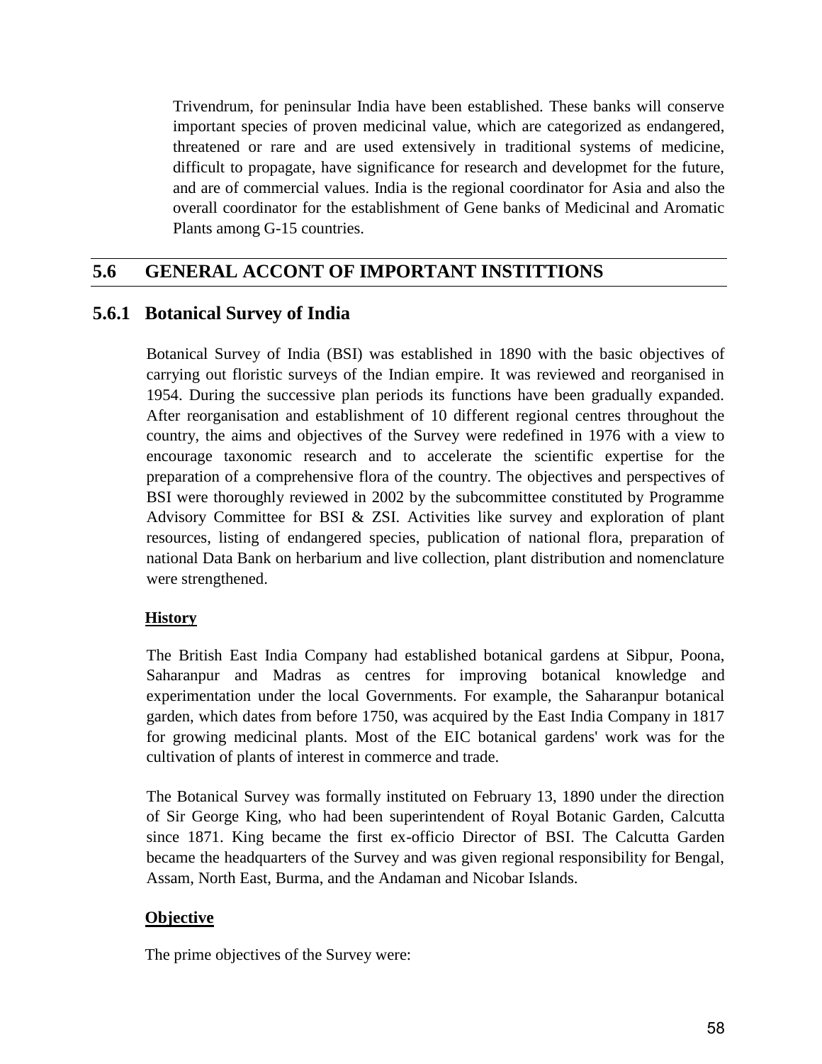Trivendrum, for peninsular India have been established. These banks will conserve important species of proven medicinal value, which are categorized as endangered, threatened or rare and are used extensively in traditional systems of medicine, difficult to propagate, have significance for research and developmet for the future, and are of commercial values. India is the regional coordinator for Asia and also the overall coordinator for the establishment of Gene banks of Medicinal and Aromatic Plants among G-15 countries.

## 5.6 GENERAL ACCONT OF IMPORTANT INSTITTIONS

### 5.6.1 Botanical Survey of India

Botanical Survey of India (BSI) was established in 1890 with the basic objectives of carrying out floristic surveys of the Indian empire. It was reviewed and reorganised in 1954. During the successive plan periods its functions have been gradually expanded. After reorganisation and establishment of 10 different regional centres throughout the country, the aims and objectives of the Survey were redefined in 1976 with a view to encourage taxonomic research and to accelerate the scientific expertise for the preparation of a comprehensive flora of the country. The objectives and perspectives of BSI were thoroughly reviewed in 2002 by the subcommittee constituted by Programme Advisory Committee for BSI & ZSI. Activities like survey and exploration of plant resources, listing of endangered species, publication of national flora, preparation of national Data Bank on herbarium and live collection, plant distribution and nomenclature were strengthened.

**History**

The British East India Company had established botanical gardens at Sibpur, Poona, Saharanpur and Madras as centres for improving botanical knowledge and experimentation under the local Governments. For example, the Saharanpur botanical garden, which dates from before 1750, was acquired by the East India Company in 1817 for growing medicinal plants. Most of the EIC botanical gardens' work was for the cultivation of plants of interest in commerce and trade.

The Botanical Survey was formally instituted on February 13, 1890 under the direction of Sir George King, who had been superintendent of Royal Botanic Garden, Calcutta since 1871. King became the first ex-officio Director of BSI. The Calcutta Garden became the headquarters of the Survey and was given regional responsibility for Bengal, Assam, North East, Burma, and the Andaman and Nicobar Islands.

**Objective**

The prime objectives of the Survey were: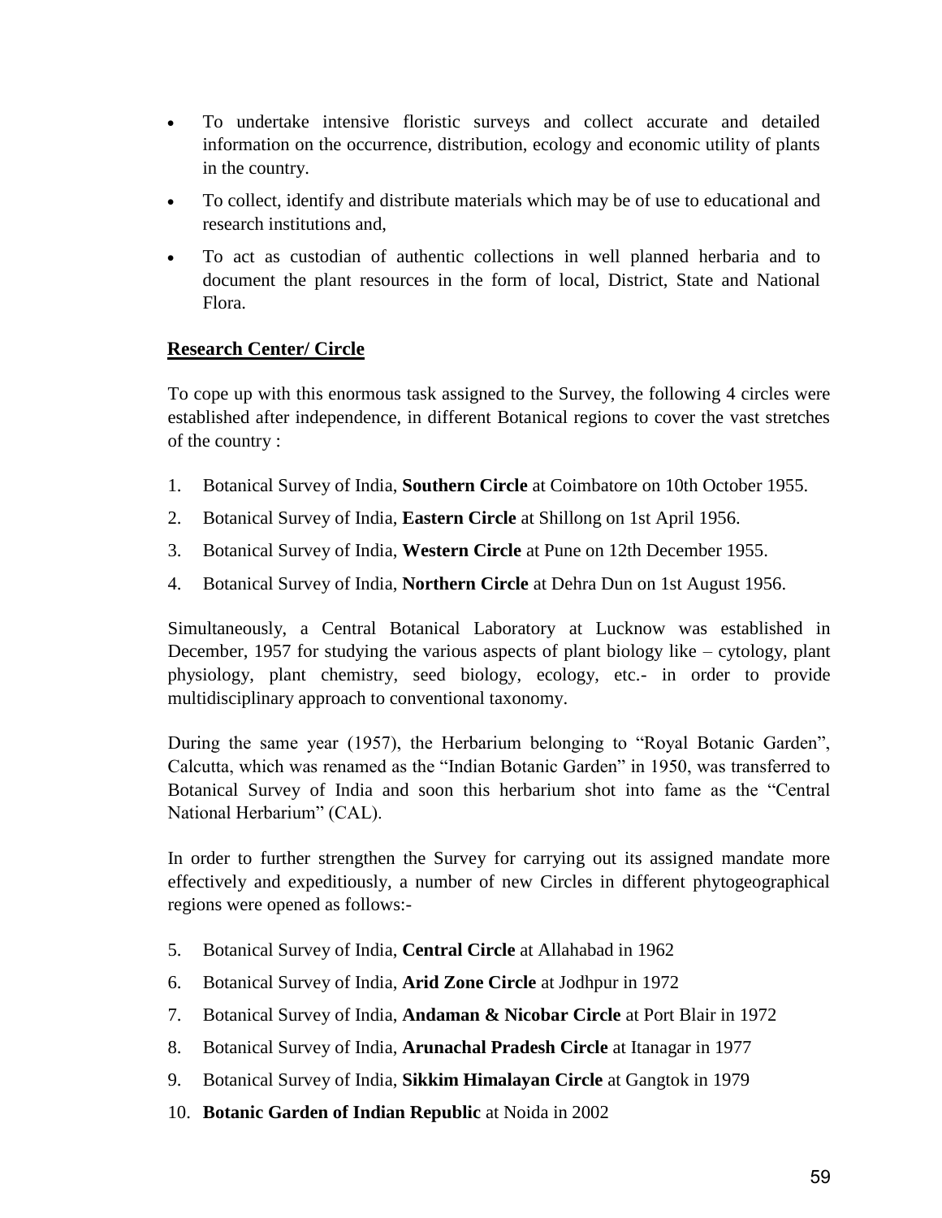- To undertake intensive floristic surveys and collect accurate and detailed information on the occurrence, distribution, ecology and economic utility of plants in the country.
- To collect, identify and distribute materials which may be of use to educational and research institutions and,
- To act as custodian of authentic collections in well planned herbaria and to document the plant resources in the form of local, District, State and National Flora.

## Research Center/ Circle

To cope up with this enormous task assigned to the Survey, the following 4 circles were established after independence, in different Botanical regions to cover the vast stretches of the country :

1. Botanical Survey of India, **Southern Circle** at Coimbatore on 10th October 1955.
2. Botanical Survey of India, **Eastern Circle** at Shillong on 1st April 1956.
3. Botanical Survey of India, **Western Circle** at Pune on 12th December 1955.
4. Botanical Survey of India, **Northern Circle** at Dehra Dun on 1st August 1956.

Simultaneously, a Central Botanical Laboratory at Lucknow was established in December, 1957 for studying the various aspects of plant biology like – cytology, plant physiology, plant chemistry, seed biology, ecology, etc.- in order to provide multidisciplinary approach to conventional taxonomy.

During the same year (1957), the Herbarium belonging to "Royal Botanic Garden", Calcutta, which was renamed as the "Indian Botanic Garden" in 1950, was transferred to Botanical Survey of India and soon this herbarium shot into fame as the "Central National Herbarium" (CAL).

In order to further strengthen the Survey for carrying out its assigned mandate more effectively and expeditiously, a number of new Circles in different phytogeographical regions were opened as follows:-

5. Botanical Survey of India, **Central Circle** at Allahabad in 1962
6. Botanical Survey of India, **Arid Zone Circle** at Jodhpur in 1972
7. Botanical Survey of India, **Andaman & Nicobar Circle** at Port Blair in 1972
8. Botanical Survey of India, **Arunachal Pradesh Circle** at Itanagar in 1977
9. Botanical Survey of India, **Sikkim Himalayan Circle** at Gangtok in 1979
10. **Botanic Garden of Indian Republic** at Noida in 2002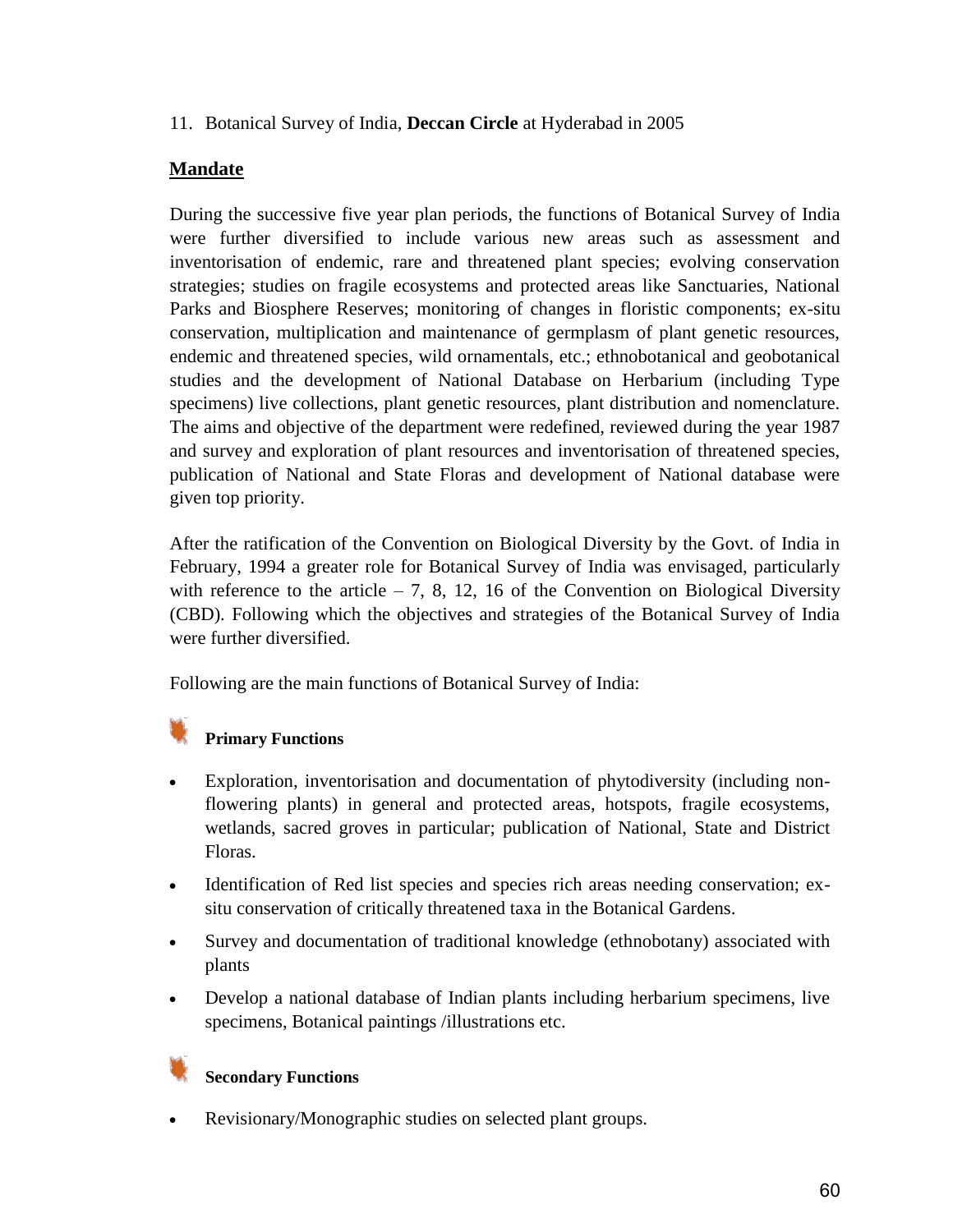11. Botanical Survey of India, **Deccan Circle** at Hyderabad in 2005

## Mandate

During the successive five year plan periods, the functions of Botanical Survey of India were further diversified to include various new areas such as assessment and inventorisation of endemic, rare and threatened plant species; evolving conservation strategies; studies on fragile ecosystems and protected areas like Sanctuaries, National Parks and Biosphere Reserves; monitoring of changes in floristic components; ex-situ conservation, multiplication and maintenance of germplasm of plant genetic resources, endemic and threatened species, wild ornamentals, etc.; ethnobotanical and geobotanical studies and the development of National Database on Herbarium (including Type specimens) live collections, plant genetic resources, plant distribution and nomenclature. The aims and objective of the department were redefined, reviewed during the year 1987 and survey and exploration of plant resources and inventorisation of threatened species, publication of National and State Floras and development of National database were given top priority.

After the ratification of the Convention on Biological Diversity by the Govt. of India in February, 1994 a greater role for Botanical Survey of India was envisaged, particularly with reference to the article – 7, 8, 12, 16 of the Convention on Biological Diversity (CBD). Following which the objectives and strategies of the Botanical Survey of India were further diversified.

Following are the main functions of Botanical Survey of India:

**Primary Functions**

- Exploration, inventorisation and documentation of phytodiversity (including non-flowering plants) in general and protected areas, hotspots, fragile ecosystems, wetlands, sacred groves in particular; publication of National, State and District Floras.
- Identification of Red list species and species rich areas needing conservation; ex-situ conservation of critically threatened taxa in the Botanical Gardens.
- Survey and documentation of traditional knowledge (ethnobotany) associated with plants
- Develop a national database of Indian plants including herbarium specimens, live specimens, Botanical paintings /illustrations etc.

**Secondary Functions**

- Revisionary/Monographic studies on selected plant groups.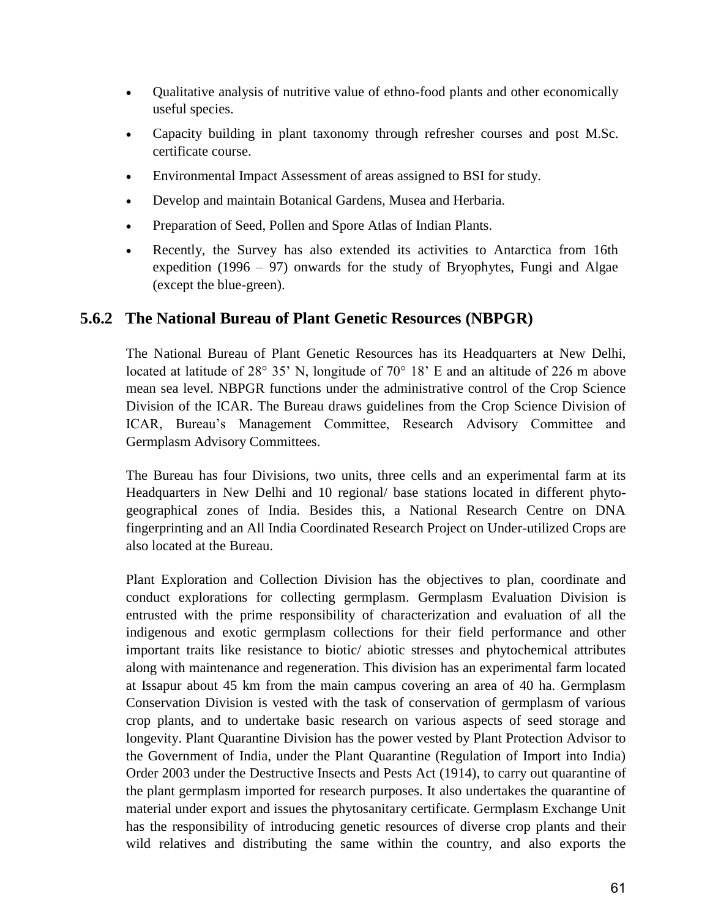- Qualitative analysis of nutritive value of ethno-food plants and other economically useful species.
- Capacity building in plant taxonomy through refresher courses and post M.Sc. certificate course.
- Environmental Impact Assessment of areas assigned to BSI for study.
- Develop and maintain Botanical Gardens, Musea and Herbaria.
- Preparation of Seed, Pollen and Spore Atlas of Indian Plants.
- Recently, the Survey has also extended its activities to Antarctica from 16th expedition (1996 – 97) onwards for the study of Bryophytes, Fungi and Algae (except the blue-green).

### 5.6.2 The National Bureau of Plant Genetic Resources (NBPGR)

The National Bureau of Plant Genetic Resources has its Headquarters at New Delhi, located at latitude of 28° 35' N, longitude of 70° 18' E and an altitude of 226 m above mean sea level. NBPGR functions under the administrative control of the Crop Science Division of the ICAR. The Bureau draws guidelines from the Crop Science Division of ICAR, Bureau's Management Committee, Research Advisory Committee and Germplasm Advisory Committees.

The Bureau has four Divisions, two units, three cells and an experimental farm at its Headquarters in New Delhi and 10 regional/ base stations located in different phyto-geographical zones of India. Besides this, a National Research Centre on DNA fingerprinting and an All India Coordinated Research Project on Under-utilized Crops are also located at the Bureau.

Plant Exploration and Collection Division has the objectives to plan, coordinate and conduct explorations for collecting germplasm. Germplasm Evaluation Division is entrusted with the prime responsibility of characterization and evaluation of all the indigenous and exotic germplasm collections for their field performance and other important traits like resistance to biotic/ abiotic stresses and phytochemical attributes along with maintenance and regeneration. This division has an experimental farm located at Issapur about 45 km from the main campus covering an area of 40 ha. Germplasm Conservation Division is vested with the task of conservation of germplasm of various crop plants, and to undertake basic research on various aspects of seed storage and longevity. Plant Quarantine Division has the power vested by Plant Protection Advisor to the Government of India, under the Plant Quarantine (Regulation of Import into India) Order 2003 under the Destructive Insects and Pests Act (1914), to carry out quarantine of the plant germplasm imported for research purposes. It also undertakes the quarantine of material under export and issues the phytosanitary certificate. Germplasm Exchange Unit has the responsibility of introducing genetic resources of diverse crop plants and their wild relatives and distributing the same within the country, and also exports the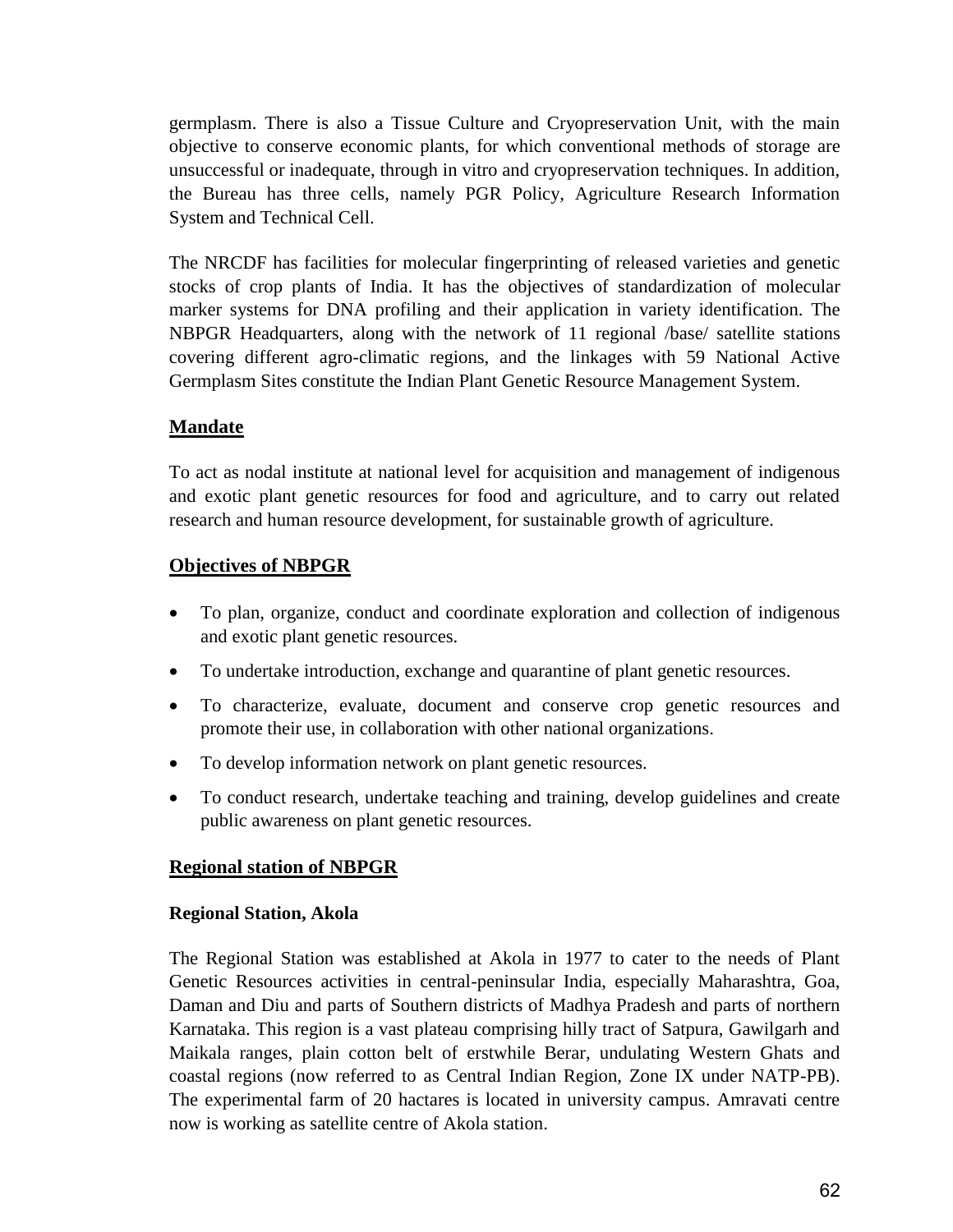germplasm. There is also a Tissue Culture and Cryopreservation Unit, with the main objective to conserve economic plants, for which conventional methods of storage are unsuccessful or inadequate, through in vitro and cryopreservation techniques. In addition, the Bureau has three cells, namely PGR Policy, Agriculture Research Information System and Technical Cell.

The NRCDF has facilities for molecular fingerprinting of released varieties and genetic stocks of crop plants of India. It has the objectives of standardization of molecular marker systems for DNA profiling and their application in variety identification. The NBPGR Headquarters, along with the network of 11 regional /base/ satellite stations covering different agro-climatic regions, and the linkages with 59 National Active Germplasm Sites constitute the Indian Plant Genetic Resource Management System.

## Mandate

To act as nodal institute at national level for acquisition and management of indigenous and exotic plant genetic resources for food and agriculture, and to carry out related research and human resource development, for sustainable growth of agriculture.

## Objectives of NBPGR

- To plan, organize, conduct and coordinate exploration and collection of indigenous and exotic plant genetic resources.
- To undertake introduction, exchange and quarantine of plant genetic resources.
- To characterize, evaluate, document and conserve crop genetic resources and promote their use, in collaboration with other national organizations.
- To develop information network on plant genetic resources.
- To conduct research, undertake teaching and training, develop guidelines and create public awareness on plant genetic resources.

## Regional station of NBPGR

### Regional Station, Akola

The Regional Station was established at Akola in 1977 to cater to the needs of Plant Genetic Resources activities in central-peninsular India, especially Maharashtra, Goa, Daman and Diu and parts of Southern districts of Madhya Pradesh and parts of northern Karnataka. This region is a vast plateau comprising hilly tract of Satpura, Gawilgarh and Maikala ranges, plain cotton belt of erstwhile Berar, undulating Western Ghats and coastal regions (now referred to as Central Indian Region, Zone IX under NATP-PB). The experimental farm of 20 hactares is located in university campus. Amravati centre now is working as satellite centre of Akola station.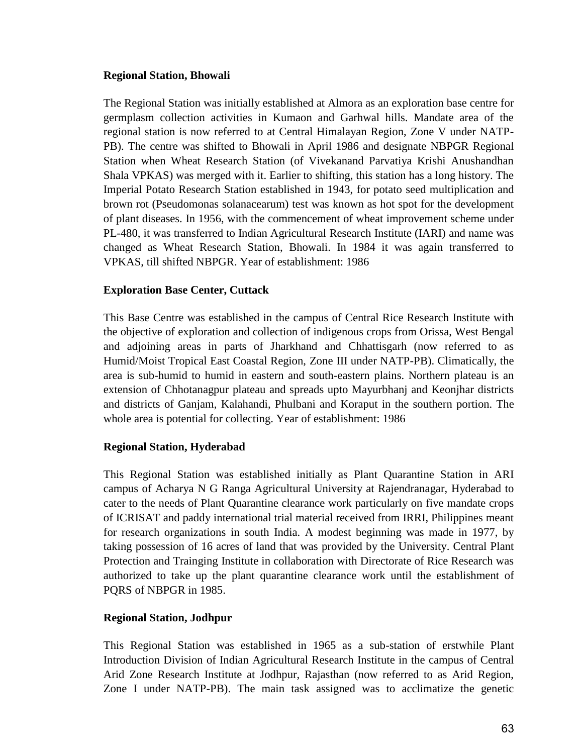**Regional Station, Bhowali**

The Regional Station was initially established at Almora as an exploration base centre for germplasm collection activities in Kumaon and Garhwal hills. Mandate area of the regional station is now referred to at Central Himalayan Region, Zone V under NATP-PB). The centre was shifted to Bhowali in April 1986 and designate NBPGR Regional Station when Wheat Research Station (of Vivekanand Parvatiya Krishi Anushandhan Shala VPKAS) was merged with it. Earlier to shifting, this station has a long history. The Imperial Potato Research Station established in 1943, for potato seed multiplication and brown rot (Pseudomonas solanacearum) test was known as hot spot for the development of plant diseases. In 1956, with the commencement of wheat improvement scheme under PL-480, it was transferred to Indian Agricultural Research Institute (IARI) and name was changed as Wheat Research Station, Bhowali. In 1984 it was again transferred to VPKAS, till shifted NBPGR. Year of establishment: 1986

**Exploration Base Center, Cuttack**

This Base Centre was established in the campus of Central Rice Research Institute with the objective of exploration and collection of indigenous crops from Orissa, West Bengal and adjoining areas in parts of Jharkhand and Chhattisgarh (now referred to as Humid/Moist Tropical East Coastal Region, Zone III under NATP-PB). Climatically, the area is sub-humid to humid in eastern and south-eastern plains. Northern plateau is an extension of Chhotanagpur plateau and spreads upto Mayurbhanj and Keonjhar districts and districts of Ganjam, Kalahandi, Phulbani and Koraput in the southern portion. The whole area is potential for collecting. Year of establishment: 1986

**Regional Station, Hyderabad**

This Regional Station was established initially as Plant Quarantine Station in ARI campus of Acharya N G Ranga Agricultural University at Rajendranagar, Hyderabad to cater to the needs of Plant Quarantine clearance work particularly on five mandate crops of ICRISAT and paddy international trial material received from IRRI, Philippines meant for research organizations in south India. A modest beginning was made in 1977, by taking possession of 16 acres of land that was provided by the University. Central Plant Protection and Trainging Institute in collaboration with Directorate of Rice Research was authorized to take up the plant quarantine clearance work until the establishment of PQRS of NBPGR in 1985.

**Regional Station, Jodhpur**

This Regional Station was established in 1965 as a sub-station of erstwhile Plant Introduction Division of Indian Agricultural Research Institute in the campus of Central Arid Zone Research Institute at Jodhpur, Rajasthan (now referred to as Arid Region, Zone I under NATP-PB). The main task assigned was to acclimatize the genetic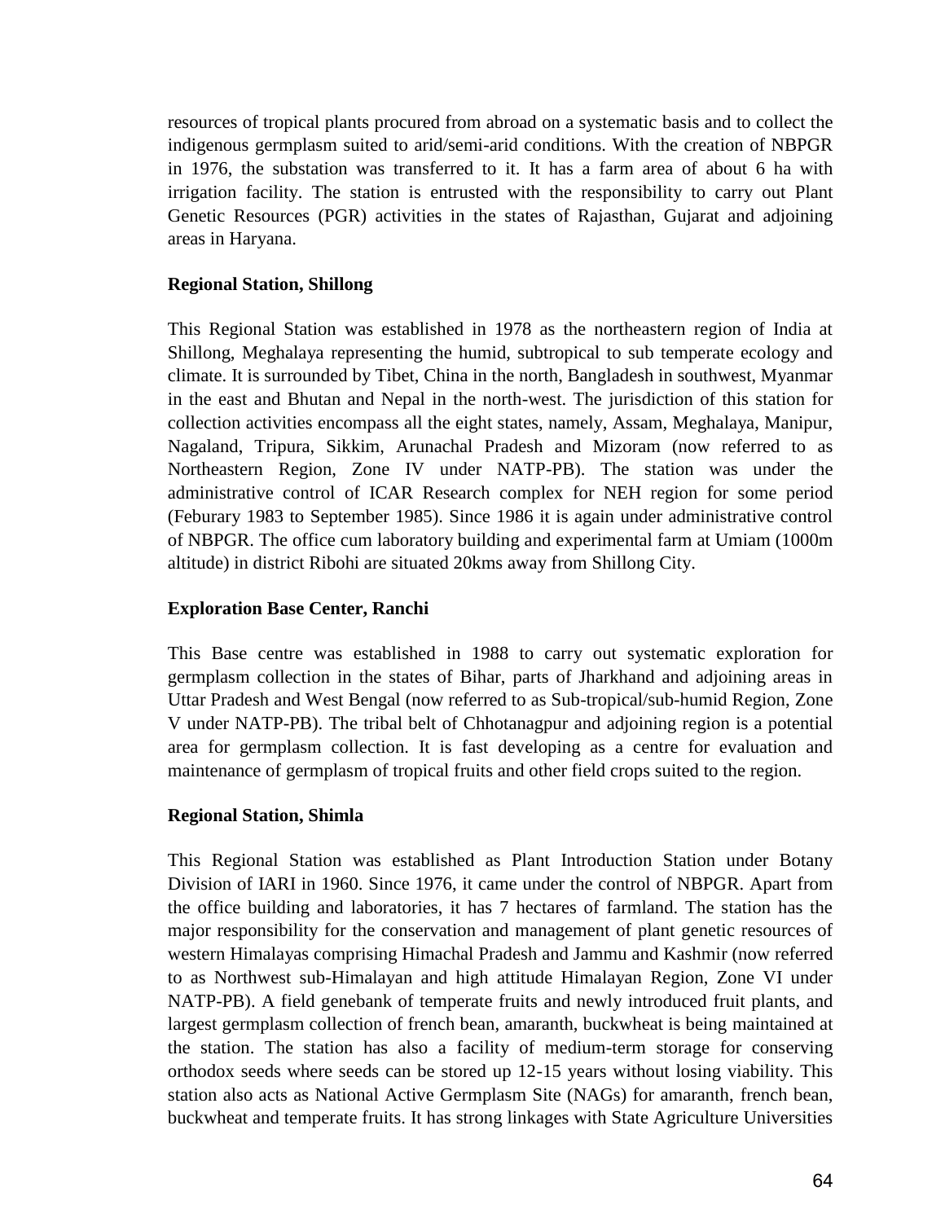resources of tropical plants procured from abroad on a systematic basis and to collect the indigenous germplasm suited to arid/semi-arid conditions. With the creation of NBPGR in 1976, the substation was transferred to it. It has a farm area of about 6 ha with irrigation facility. The station is entrusted with the responsibility to carry out Plant Genetic Resources (PGR) activities in the states of Rajasthan, Gujarat and adjoining areas in Haryana.

**Regional Station, Shillong**

This Regional Station was established in 1978 as the northeastern region of India at Shillong, Meghalaya representing the humid, subtropical to sub temperate ecology and climate. It is surrounded by Tibet, China in the north, Bangladesh in southwest, Myanmar in the east and Bhutan and Nepal in the north-west. The jurisdiction of this station for collection activities encompass all the eight states, namely, Assam, Meghalaya, Manipur, Nagaland, Tripura, Sikkim, Arunachal Pradesh and Mizoram (now referred to as Northeastern Region, Zone IV under NATP-PB). The station was under the administrative control of ICAR Research complex for NEH region for some period (Feburary 1983 to September 1985). Since 1986 it is again under administrative control of NBPGR. The office cum laboratory building and experimental farm at Umiam (1000m altitude) in district Ribohi are situated 20kms away from Shillong City.

**Exploration Base Center, Ranchi**

This Base centre was established in 1988 to carry out systematic exploration for germplasm collection in the states of Bihar, parts of Jharkhand and adjoining areas in Uttar Pradesh and West Bengal (now referred to as Sub-tropical/sub-humid Region, Zone V under NATP-PB). The tribal belt of Chhotanagpur and adjoining region is a potential area for germplasm collection. It is fast developing as a centre for evaluation and maintenance of germplasm of tropical fruits and other field crops suited to the region.

**Regional Station, Shimla**

This Regional Station was established as Plant Introduction Station under Botany Division of IARI in 1960. Since 1976, it came under the control of NBPGR. Apart from the office building and laboratories, it has 7 hectares of farmland. The station has the major responsibility for the conservation and management of plant genetic resources of western Himalayas comprising Himachal Pradesh and Jammu and Kashmir (now referred to as Northwest sub-Himalayan and high attitude Himalayan Region, Zone VI under NATP-PB). A field genebank of temperate fruits and newly introduced fruit plants, and largest germplasm collection of french bean, amaranth, buckwheat is being maintained at the station. The station has also a facility of medium-term storage for conserving orthodox seeds where seeds can be stored up 12-15 years without losing viability. This station also acts as National Active Germplasm Site (NAGs) for amaranth, french bean, buckwheat and temperate fruits. It has strong linkages with State Agriculture Universities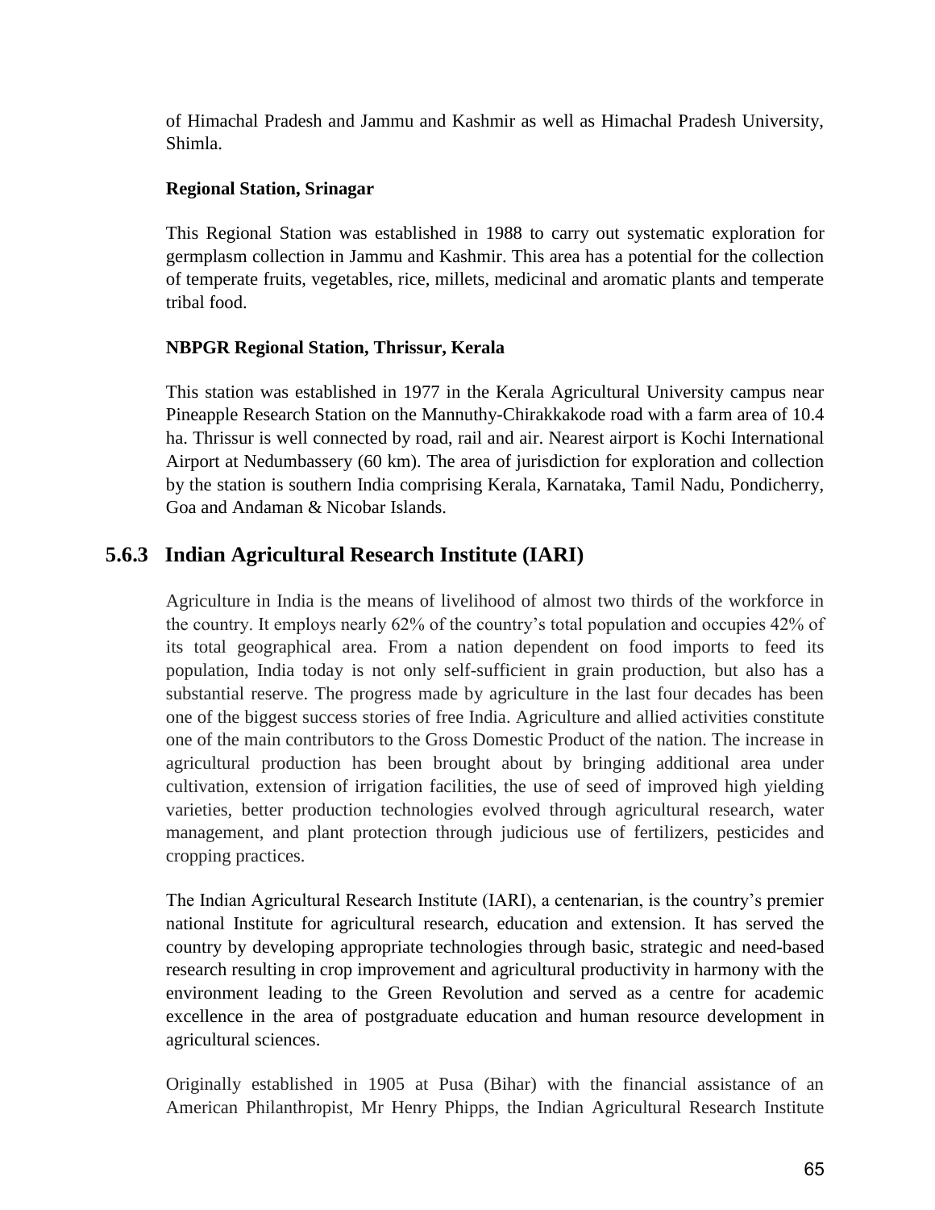of Himachal Pradesh and Jammu and Kashmir as well as Himachal Pradesh University, Shimla.

**Regional Station, Srinagar**

This Regional Station was established in 1988 to carry out systematic exploration for germplasm collection in Jammu and Kashmir. This area has a potential for the collection of temperate fruits, vegetables, rice, millets, medicinal and aromatic plants and temperate tribal food.

**NBPGR Regional Station, Thrissur, Kerala**

This station was established in 1977 in the Kerala Agricultural University campus near Pineapple Research Station on the Mannuthy-Chirakkakode road with a farm area of 10.4 ha. Thrissur is well connected by road, rail and air. Nearest airport is Kochi International Airport at Nedumbassery (60 km). The area of jurisdiction for exploration and collection by the station is southern India comprising Kerala, Karnataka, Tamil Nadu, Pondicherry, Goa and Andaman & Nicobar Islands.

### 5.6.3 Indian Agricultural Research Institute (IARI)

Agriculture in India is the means of livelihood of almost two thirds of the workforce in the country. It employs nearly 62% of the country's total population and occupies 42% of its total geographical area. From a nation dependent on food imports to feed its population, India today is not only self-sufficient in grain production, but also has a substantial reserve. The progress made by agriculture in the last four decades has been one of the biggest success stories of free India. Agriculture and allied activities constitute one of the main contributors to the Gross Domestic Product of the nation. The increase in agricultural production has been brought about by bringing additional area under cultivation, extension of irrigation facilities, the use of seed of improved high yielding varieties, better production technologies evolved through agricultural research, water management, and plant protection through judicious use of fertilizers, pesticides and cropping practices.

The Indian Agricultural Research Institute (IARI), a centenarian, is the country's premier national Institute for agricultural research, education and extension. It has served the country by developing appropriate technologies through basic, strategic and need-based research resulting in crop improvement and agricultural productivity in harmony with the environment leading to the Green Revolution and served as a centre for academic excellence in the area of postgraduate education and human resource development in agricultural sciences.

Originally established in 1905 at Pusa (Bihar) with the financial assistance of an American Philanthropist, Mr Henry Phipps, the Indian Agricultural Research Institute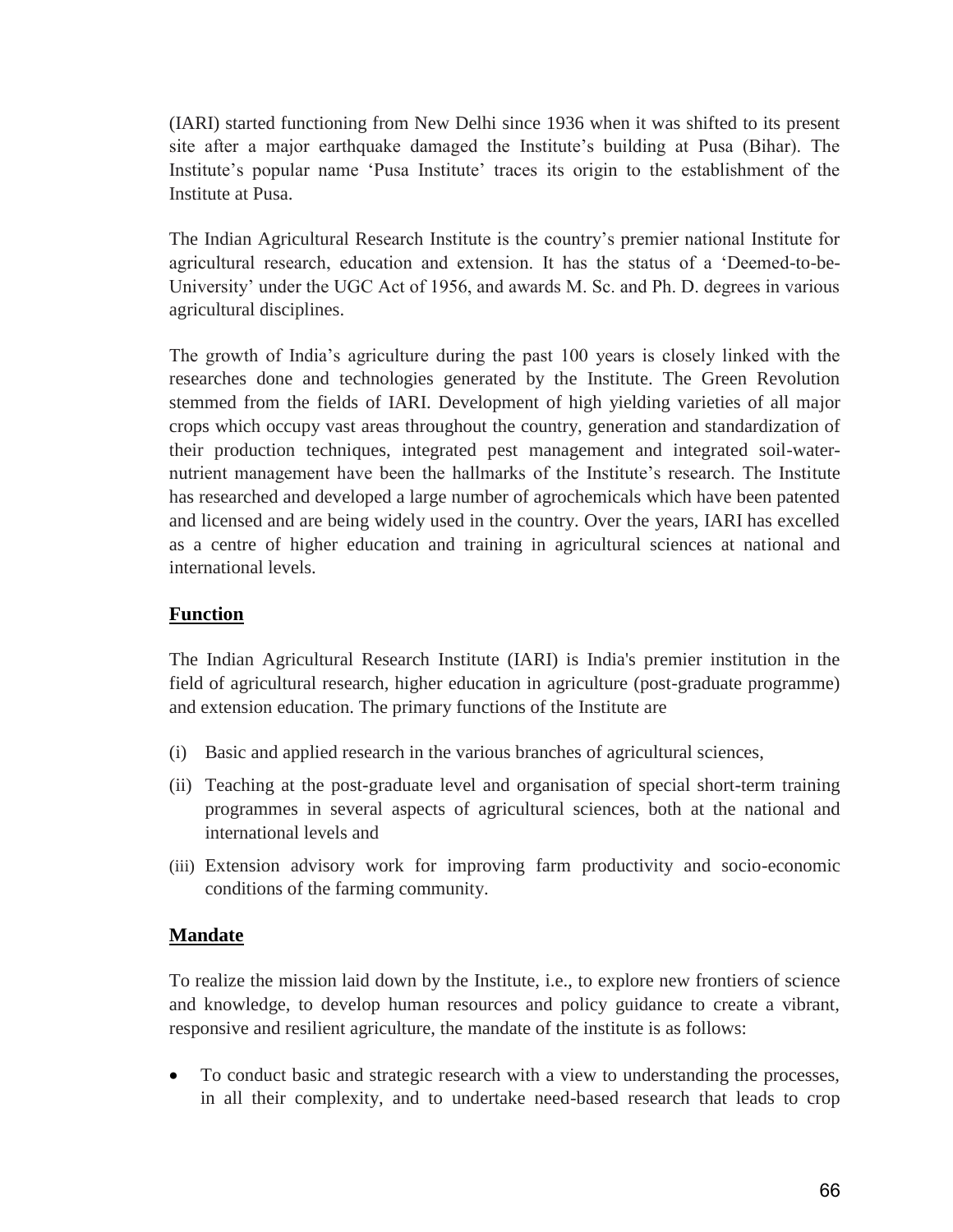(IARI) started functioning from New Delhi since 1936 when it was shifted to its present site after a major earthquake damaged the Institute's building at Pusa (Bihar). The Institute's popular name 'Pusa Institute' traces its origin to the establishment of the Institute at Pusa.

The Indian Agricultural Research Institute is the country's premier national Institute for agricultural research, education and extension. It has the status of a 'Deemed-to-be-University' under the UGC Act of 1956, and awards M. Sc. and Ph. D. degrees in various agricultural disciplines.

The growth of India's agriculture during the past 100 years is closely linked with the researches done and technologies generated by the Institute. The Green Revolution stemmed from the fields of IARI. Development of high yielding varieties of all major crops which occupy vast areas throughout the country, generation and standardization of their production techniques, integrated pest management and integrated soil-water-nutrient management have been the hallmarks of the Institute's research. The Institute has researched and developed a large number of agrochemicals which have been patented and licensed and are being widely used in the country. Over the years, IARI has excelled as a centre of higher education and training in agricultural sciences at national and international levels.

## Function

The Indian Agricultural Research Institute (IARI) is India's premier institution in the field of agricultural research, higher education in agriculture (post-graduate programme) and extension education. The primary functions of the Institute are

(i) Basic and applied research in the various branches of agricultural sciences,

(ii) Teaching at the post-graduate level and organisation of special short-term training programmes in several aspects of agricultural sciences, both at the national and international levels and

(iii) Extension advisory work for improving farm productivity and socio-economic conditions of the farming community.

## Mandate

To realize the mission laid down by the Institute, i.e., to explore new frontiers of science and knowledge, to develop human resources and policy guidance to create a vibrant, responsive and resilient agriculture, the mandate of the institute is as follows:

- To conduct basic and strategic research with a view to understanding the processes, in all their complexity, and to undertake need-based research that leads to crop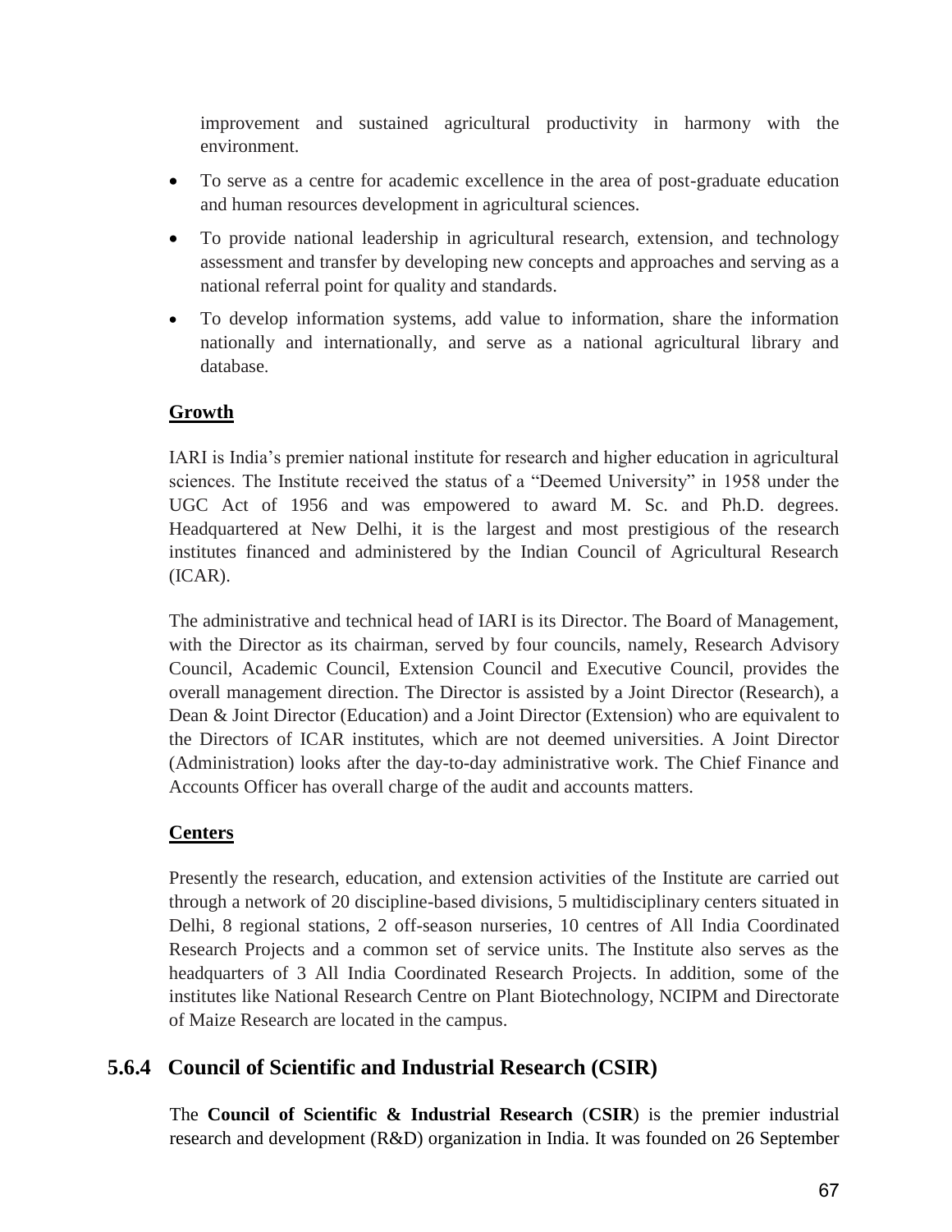improvement and sustained agricultural productivity in harmony with the environment.

- To serve as a centre for academic excellence in the area of post-graduate education and human resources development in agricultural sciences.
- To provide national leadership in agricultural research, extension, and technology assessment and transfer by developing new concepts and approaches and serving as a national referral point for quality and standards.
- To develop information systems, add value to information, share the information nationally and internationally, and serve as a national agricultural library and database.

**Growth**

IARI is India's premier national institute for research and higher education in agricultural sciences. The Institute received the status of a "Deemed University" in 1958 under the UGC Act of 1956 and was empowered to award M. Sc. and Ph.D. degrees. Headquartered at New Delhi, it is the largest and most prestigious of the research institutes financed and administered by the Indian Council of Agricultural Research (ICAR).

The administrative and technical head of IARI is its Director. The Board of Management, with the Director as its chairman, served by four councils, namely, Research Advisory Council, Academic Council, Extension Council and Executive Council, provides the overall management direction. The Director is assisted by a Joint Director (Research), a Dean & Joint Director (Education) and a Joint Director (Extension) who are equivalent to the Directors of ICAR institutes, which are not deemed universities. A Joint Director (Administration) looks after the day-to-day administrative work. The Chief Finance and Accounts Officer has overall charge of the audit and accounts matters.

**Centers**

Presently the research, education, and extension activities of the Institute are carried out through a network of 20 discipline-based divisions, 5 multidisciplinary centers situated in Delhi, 8 regional stations, 2 off-season nurseries, 10 centres of All India Coordinated Research Projects and a common set of service units. The Institute also serves as the headquarters of 3 All India Coordinated Research Projects. In addition, some of the institutes like National Research Centre on Plant Biotechnology, NCIPM and Directorate of Maize Research are located in the campus.

### 5.6.4 Council of Scientific and Industrial Research (CSIR)

The **Council of Scientific & Industrial Research** (**CSIR**) is the premier industrial research and development (R&D) organization in India. It was founded on 26 September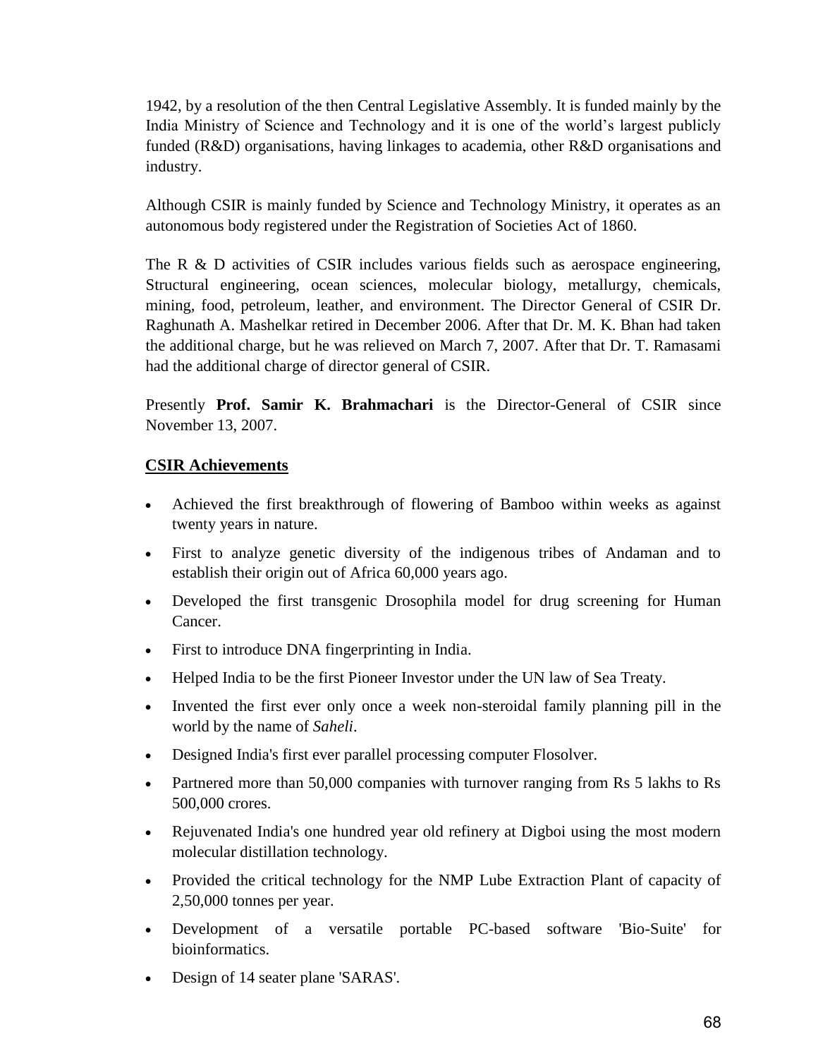1942, by a resolution of the then Central Legislative Assembly. It is funded mainly by the India Ministry of Science and Technology and it is one of the world's largest publicly funded (R&D) organisations, having linkages to academia, other R&D organisations and industry.

Although CSIR is mainly funded by Science and Technology Ministry, it operates as an autonomous body registered under the Registration of Societies Act of 1860.

The R & D activities of CSIR includes various fields such as aerospace engineering, Structural engineering, ocean sciences, molecular biology, metallurgy, chemicals, mining, food, petroleum, leather, and environment. The Director General of CSIR Dr. Raghunath A. Mashelkar retired in December 2006. After that Dr. M. K. Bhan had taken the additional charge, but he was relieved on March 7, 2007. After that Dr. T. Ramasami had the additional charge of director general of CSIR.

Presently **Prof. Samir K. Brahmachari** is the Director-General of CSIR since November 13, 2007.

## CSIR Achievements

- Achieved the first breakthrough of flowering of Bamboo within weeks as against twenty years in nature.
- First to analyze genetic diversity of the indigenous tribes of Andaman and to establish their origin out of Africa 60,000 years ago.
- Developed the first transgenic Drosophila model for drug screening for Human Cancer.
- First to introduce DNA fingerprinting in India.
- Helped India to be the first Pioneer Investor under the UN law of Sea Treaty.
- Invented the first ever only once a week non-steroidal family planning pill in the world by the name of *Saheli*.
- Designed India's first ever parallel processing computer Flosolver.
- Partnered more than 50,000 companies with turnover ranging from Rs 5 lakhs to Rs 500,000 crores.
- Rejuvenated India's one hundred year old refinery at Digboi using the most modern molecular distillation technology.
- Provided the critical technology for the NMP Lube Extraction Plant of capacity of 2,50,000 tonnes per year.
- Development of a versatile portable PC-based software 'Bio-Suite' for bioinformatics.
- Design of 14 seater plane 'SARAS'.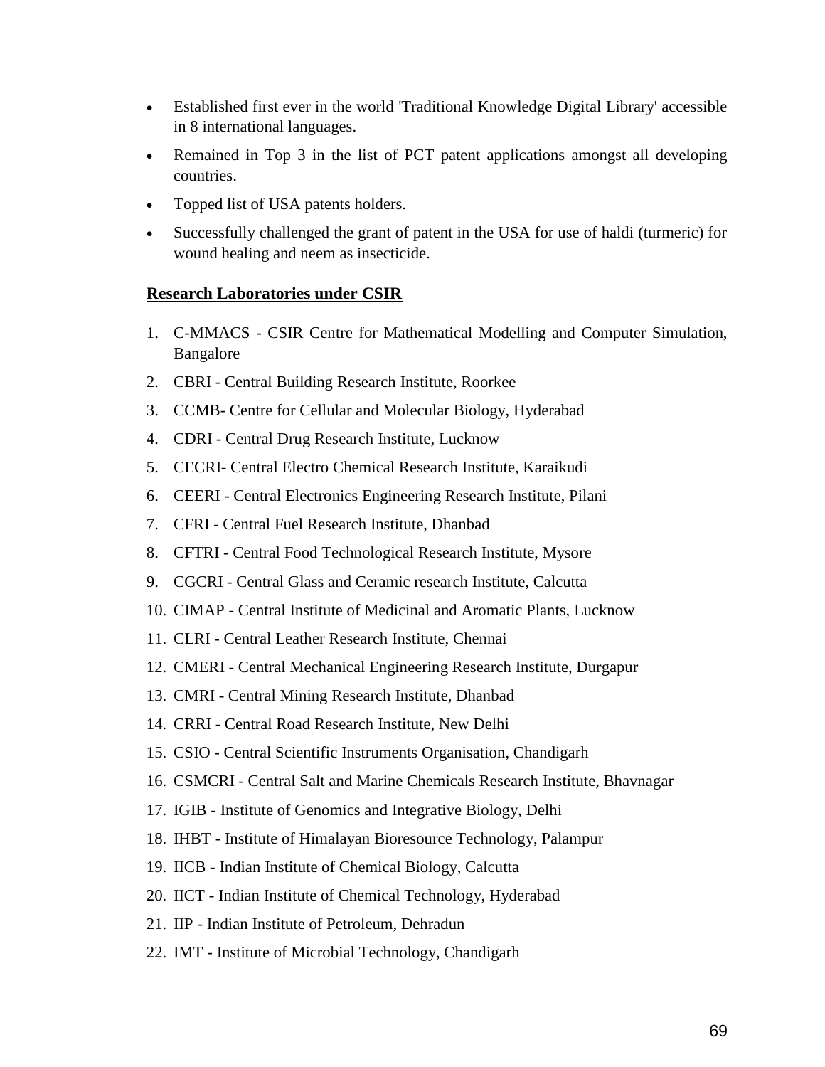- Established first ever in the world 'Traditional Knowledge Digital Library' accessible in 8 international languages.
- Remained in Top 3 in the list of PCT patent applications amongst all developing countries.
- Topped list of USA patents holders.
- Successfully challenged the grant of patent in the USA for use of haldi (turmeric) for wound healing and neem as insecticide.

**<u>Research Laboratories under CSIR</u>**

1. C-MMACS - CSIR Centre for Mathematical Modelling and Computer Simulation, Bangalore
2. CBRI - Central Building Research Institute, Roorkee
3. CCMB- Centre for Cellular and Molecular Biology, Hyderabad
4. CDRI - Central Drug Research Institute, Lucknow
5. CECRI- Central Electro Chemical Research Institute, Karaikudi
6. CEERI - Central Electronics Engineering Research Institute, Pilani
7. CFRI - Central Fuel Research Institute, Dhanbad
8. CFTRI - Central Food Technological Research Institute, Mysore
9. CGCRI - Central Glass and Ceramic research Institute, Calcutta
10. CIMAP - Central Institute of Medicinal and Aromatic Plants, Lucknow
11. CLRI - Central Leather Research Institute, Chennai
12. CMERI - Central Mechanical Engineering Research Institute, Durgapur
13. CMRI - Central Mining Research Institute, Dhanbad
14. CRRI - Central Road Research Institute, New Delhi
15. CSIO - Central Scientific Instruments Organisation, Chandigarh
16. CSMCRI - Central Salt and Marine Chemicals Research Institute, Bhavnagar
17. IGIB - Institute of Genomics and Integrative Biology, Delhi
18. IHBT - Institute of Himalayan Bioresource Technology, Palampur
19. IICB - Indian Institute of Chemical Biology, Calcutta
20. IICT - Indian Institute of Chemical Technology, Hyderabad
21. IIP - Indian Institute of Petroleum, Dehradun
22. IMT - Institute of Microbial Technology, Chandigarh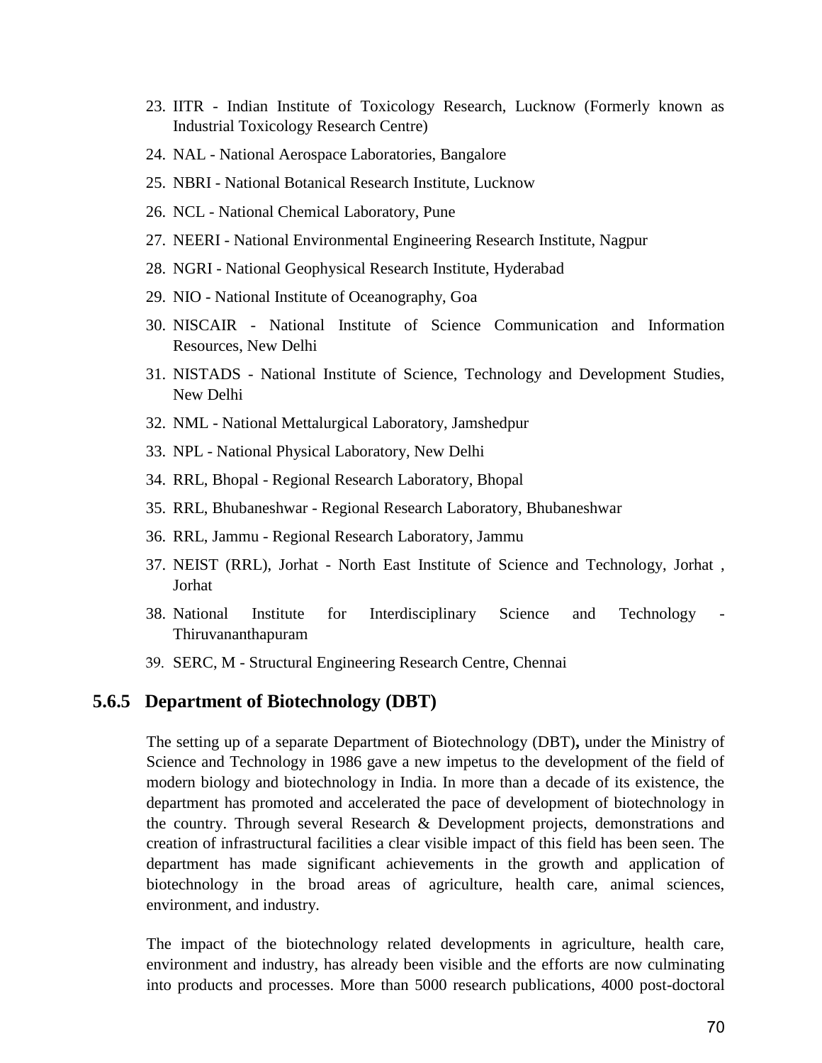23. IITR - Indian Institute of Toxicology Research, Lucknow (Formerly known as Industrial Toxicology Research Centre)
24. NAL - National Aerospace Laboratories, Bangalore
25. NBRI - National Botanical Research Institute, Lucknow
26. NCL - National Chemical Laboratory, Pune
27. NEERI - National Environmental Engineering Research Institute, Nagpur
28. NGRI - National Geophysical Research Institute, Hyderabad
29. NIO - National Institute of Oceanography, Goa
30. NISCAIR - National Institute of Science Communication and Information Resources, New Delhi
31. NISTADS - National Institute of Science, Technology and Development Studies, New Delhi
32. NML - National Mettalurgical Laboratory, Jamshedpur
33. NPL - National Physical Laboratory, New Delhi
34. RRL, Bhopal - Regional Research Laboratory, Bhopal
35. RRL, Bhubaneshwar - Regional Research Laboratory, Bhubaneshwar
36. RRL, Jammu - Regional Research Laboratory, Jammu
37. NEIST (RRL), Jorhat - North East Institute of Science and Technology, Jorhat , Jorhat
38. National Institute for Interdisciplinary Science and Technology - Thiruvananthapuram
39. SERC, M - Structural Engineering Research Centre, Chennai

### 5.6.5 Department of Biotechnology (DBT)

The setting up of a separate Department of Biotechnology (DBT)**,** under the Ministry of Science and Technology in 1986 gave a new impetus to the development of the field of modern biology and biotechnology in India. In more than a decade of its existence, the department has promoted and accelerated the pace of development of biotechnology in the country. Through several Research & Development projects, demonstrations and creation of infrastructural facilities a clear visible impact of this field has been seen. The department has made significant achievements in the growth and application of biotechnology in the broad areas of agriculture, health care, animal sciences, environment, and industry.

The impact of the biotechnology related developments in agriculture, health care, environment and industry, has already been visible and the efforts are now culminating into products and processes. More than 5000 research publications, 4000 post-doctoral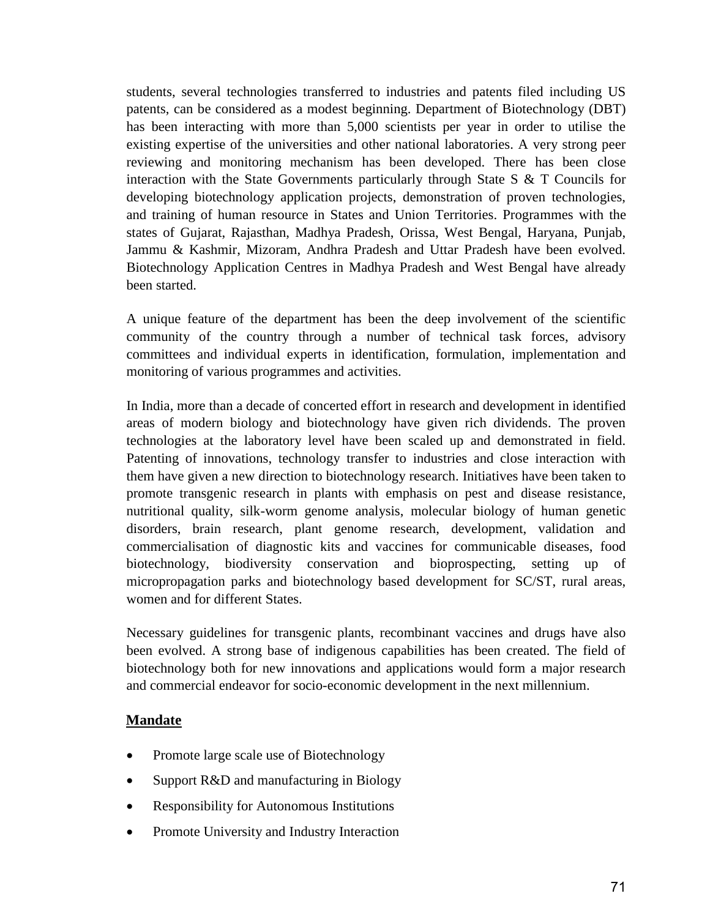students, several technologies transferred to industries and patents filed including US patents, can be considered as a modest beginning. Department of Biotechnology (DBT) has been interacting with more than 5,000 scientists per year in order to utilise the existing expertise of the universities and other national laboratories. A very strong peer reviewing and monitoring mechanism has been developed. There has been close interaction with the State Governments particularly through State S & T Councils for developing biotechnology application projects, demonstration of proven technologies, and training of human resource in States and Union Territories. Programmes with the states of Gujarat, Rajasthan, Madhya Pradesh, Orissa, West Bengal, Haryana, Punjab, Jammu & Kashmir, Mizoram, Andhra Pradesh and Uttar Pradesh have been evolved. Biotechnology Application Centres in Madhya Pradesh and West Bengal have already been started.

A unique feature of the department has been the deep involvement of the scientific community of the country through a number of technical task forces, advisory committees and individual experts in identification, formulation, implementation and monitoring of various programmes and activities.

In India, more than a decade of concerted effort in research and development in identified areas of modern biology and biotechnology have given rich dividends. The proven technologies at the laboratory level have been scaled up and demonstrated in field. Patenting of innovations, technology transfer to industries and close interaction with them have given a new direction to biotechnology research. Initiatives have been taken to promote transgenic research in plants with emphasis on pest and disease resistance, nutritional quality, silk-worm genome analysis, molecular biology of human genetic disorders, brain research, plant genome research, development, validation and commercialisation of diagnostic kits and vaccines for communicable diseases, food biotechnology, biodiversity conservation and bioprospecting, setting up of micropropagation parks and biotechnology based development for SC/ST, rural areas, women and for different States.

Necessary guidelines for transgenic plants, recombinant vaccines and drugs have also been evolved. A strong base of indigenous capabilities has been created. The field of biotechnology both for new innovations and applications would form a major research and commercial endeavor for socio-economic development in the next millennium.

## Mandate

- Promote large scale use of Biotechnology
- Support R&D and manufacturing in Biology
- Responsibility for Autonomous Institutions
- Promote University and Industry Interaction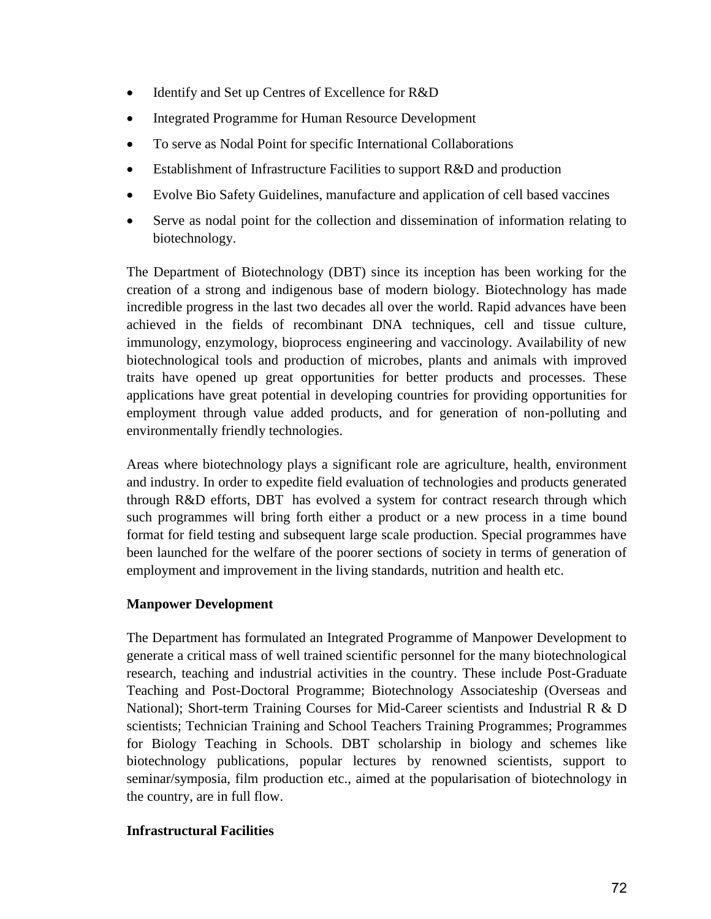- Identify and Set up Centres of Excellence for R&D
- Integrated Programme for Human Resource Development
- To serve as Nodal Point for specific International Collaborations
- Establishment of Infrastructure Facilities to support R&D and production
- Evolve Bio Safety Guidelines, manufacture and application of cell based vaccines
- Serve as nodal point for the collection and dissemination of information relating to biotechnology.

The Department of Biotechnology (DBT) since its inception has been working for the creation of a strong and indigenous base of modern biology. Biotechnology has made incredible progress in the last two decades all over the world. Rapid advances have been achieved in the fields of recombinant DNA techniques, cell and tissue culture, immunology, enzymology, bioprocess engineering and vaccinology. Availability of new biotechnological tools and production of microbes, plants and animals with improved traits have opened up great opportunities for better products and processes. These applications have great potential in developing countries for providing opportunities for employment through value added products, and for generation of non-polluting and environmentally friendly technologies.

Areas where biotechnology plays a significant role are agriculture, health, environment and industry. In order to expedite field evaluation of technologies and products generated through R&D efforts, DBT has evolved a system for contract research through which such programmes will bring forth either a product or a new process in a time bound format for field testing and subsequent large scale production. Special programmes have been launched for the welfare of the poorer sections of society in terms of generation of employment and improvement in the living standards, nutrition and health etc.

**Manpower Development**

The Department has formulated an Integrated Programme of Manpower Development to generate a critical mass of well trained scientific personnel for the many biotechnological research, teaching and industrial activities in the country. These include Post-Graduate Teaching and Post-Doctoral Programme; Biotechnology Associateship (Overseas and National); Short-term Training Courses for Mid-Career scientists and Industrial R & D scientists; Technician Training and School Teachers Training Programmes; Programmes for Biology Teaching in Schools. DBT scholarship in biology and schemes like biotechnology publications, popular lectures by renowned scientists, support to seminar/symposia, film production etc., aimed at the popularisation of biotechnology in the country, are in full flow.

**Infrastructural Facilities**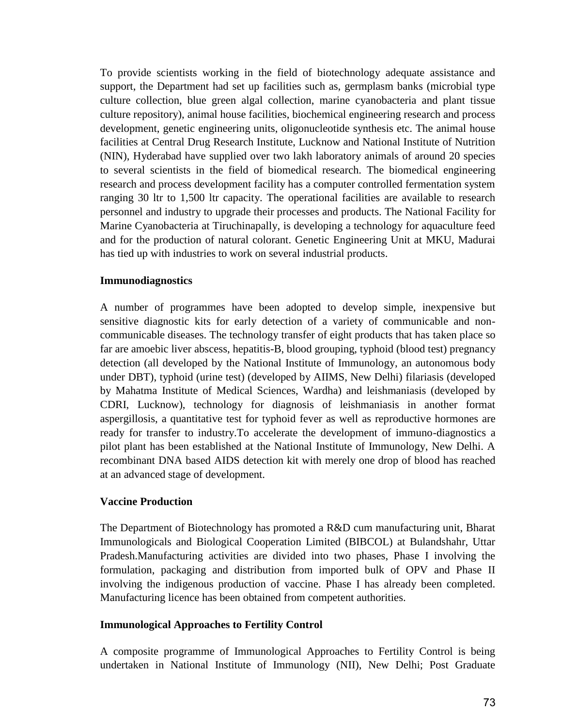To provide scientists working in the field of biotechnology adequate assistance and support, the Department had set up facilities such as, germplasm banks (microbial type culture collection, blue green algal collection, marine cyanobacteria and plant tissue culture repository), animal house facilities, biochemical engineering research and process development, genetic engineering units, oligonucleotide synthesis etc. The animal house facilities at Central Drug Research Institute, Lucknow and National Institute of Nutrition (NIN), Hyderabad have supplied over two lakh laboratory animals of around 20 species to several scientists in the field of biomedical research. The biomedical engineering research and process development facility has a computer controlled fermentation system ranging 30 ltr to 1,500 ltr capacity. The operational facilities are available to research personnel and industry to upgrade their processes and products. The National Facility for Marine Cyanobacteria at Tiruchinapally, is developing a technology for aquaculture feed and for the production of natural colorant. Genetic Engineering Unit at MKU, Madurai has tied up with industries to work on several industrial products.

**Immunodiagnostics**

A number of programmes have been adopted to develop simple, inexpensive but sensitive diagnostic kits for early detection of a variety of communicable and non-communicable diseases. The technology transfer of eight products that has taken place so far are amoebic liver abscess, hepatitis-B, blood grouping, typhoid (blood test) pregnancy detection (all developed by the National Institute of Immunology, an autonomous body under DBT), typhoid (urine test) (developed by AIIMS, New Delhi) filariasis (developed by Mahatma Institute of Medical Sciences, Wardha) and leishmaniasis (developed by CDRI, Lucknow), technology for diagnosis of leishmaniasis in another format aspergillosis, a quantitative test for typhoid fever as well as reproductive hormones are ready for transfer to industry.To accelerate the development of immuno-diagnostics a pilot plant has been established at the National Institute of Immunology, New Delhi. A recombinant DNA based AIDS detection kit with merely one drop of blood has reached at an advanced stage of development.

**Vaccine Production**

The Department of Biotechnology has promoted a R&D cum manufacturing unit, Bharat Immunologicals and Biological Cooperation Limited (BIBCOL) at Bulandshahr, Uttar Pradesh.Manufacturing activities are divided into two phases, Phase I involving the formulation, packaging and distribution from imported bulk of OPV and Phase II involving the indigenous production of vaccine. Phase I has already been completed. Manufacturing licence has been obtained from competent authorities.

**Immunological Approaches to Fertility Control**

A composite programme of Immunological Approaches to Fertility Control is being undertaken in National Institute of Immunology (NII), New Delhi; Post Graduate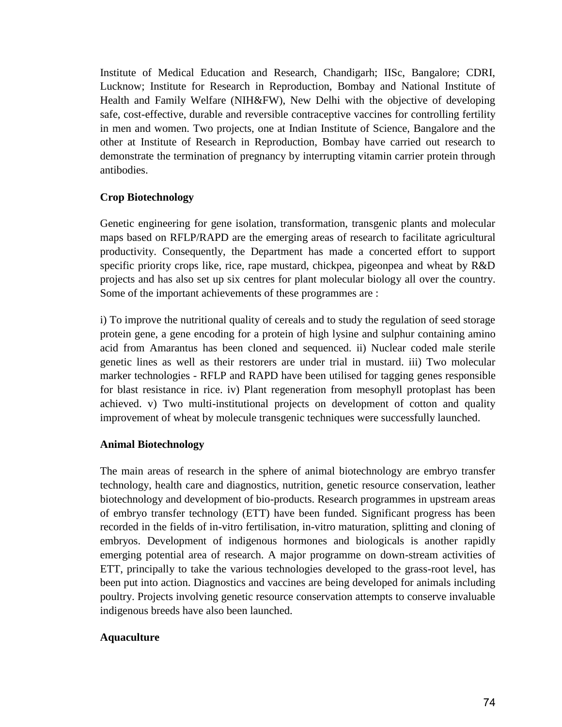Institute of Medical Education and Research, Chandigarh; IISc, Bangalore; CDRI, Lucknow; Institute for Research in Reproduction, Bombay and National Institute of Health and Family Welfare (NIH&FW), New Delhi with the objective of developing safe, cost-effective, durable and reversible contraceptive vaccines for controlling fertility in men and women. Two projects, one at Indian Institute of Science, Bangalore and the other at Institute of Research in Reproduction, Bombay have carried out research to demonstrate the termination of pregnancy by interrupting vitamin carrier protein through antibodies.

**Crop Biotechnology**

Genetic engineering for gene isolation, transformation, transgenic plants and molecular maps based on RFLP/RAPD are the emerging areas of research to facilitate agricultural productivity. Consequently, the Department has made a concerted effort to support specific priority crops like, rice, rape mustard, chickpea, pigeonpea and wheat by R&D projects and has also set up six centres for plant molecular biology all over the country. Some of the important achievements of these programmes are :

i) To improve the nutritional quality of cereals and to study the regulation of seed storage protein gene, a gene encoding for a protein of high lysine and sulphur containing amino acid from Amarantus has been cloned and sequenced. ii) Nuclear coded male sterile genetic lines as well as their restorers are under trial in mustard. iii) Two molecular marker technologies - RFLP and RAPD have been utilised for tagging genes responsible for blast resistance in rice. iv) Plant regeneration from mesophyll protoplast has been achieved. v) Two multi-institutional projects on development of cotton and quality improvement of wheat by molecule transgenic techniques were successfully launched.

**Animal Biotechnology**

The main areas of research in the sphere of animal biotechnology are embryo transfer technology, health care and diagnostics, nutrition, genetic resource conservation, leather biotechnology and development of bio-products. Research programmes in upstream areas of embryo transfer technology (ETT) have been funded. Significant progress has been recorded in the fields of in-vitro fertilisation, in-vitro maturation, splitting and cloning of embryos. Development of indigenous hormones and biologicals is another rapidly emerging potential area of research. A major programme on down-stream activities of ETT, principally to take the various technologies developed to the grass-root level, has been put into action. Diagnostics and vaccines are being developed for animals including poultry. Projects involving genetic resource conservation attempts to conserve invaluable indigenous breeds have also been launched.

**Aquaculture**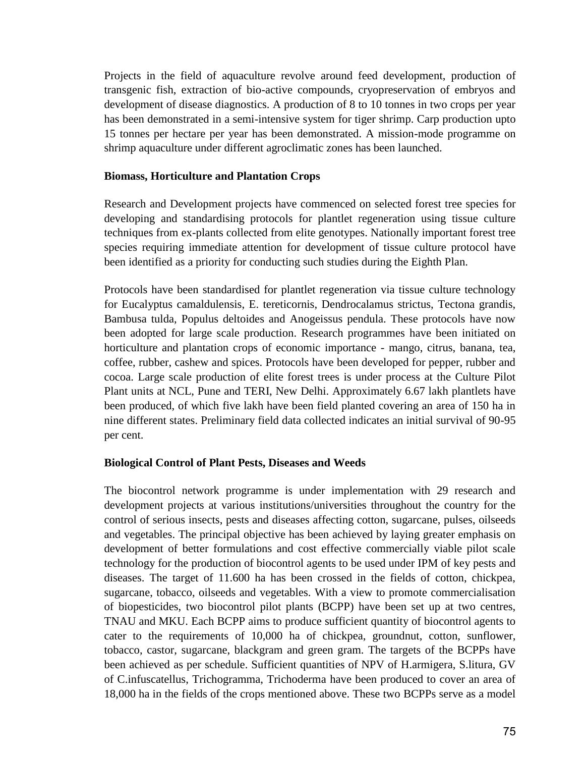Projects in the field of aquaculture revolve around feed development, production of transgenic fish, extraction of bio-active compounds, cryopreservation of embryos and development of disease diagnostics. A production of 8 to 10 tonnes in two crops per year has been demonstrated in a semi-intensive system for tiger shrimp. Carp production upto 15 tonnes per hectare per year has been demonstrated. A mission-mode programme on shrimp aquaculture under different agroclimatic zones has been launched.

**Biomass, Horticulture and Plantation Crops**

Research and Development projects have commenced on selected forest tree species for developing and standardising protocols for plantlet regeneration using tissue culture techniques from ex-plants collected from elite genotypes. Nationally important forest tree species requiring immediate attention for development of tissue culture protocol have been identified as a priority for conducting such studies during the Eighth Plan.

Protocols have been standardised for plantlet regeneration via tissue culture technology for Eucalyptus camaldulensis, E. tereticornis, Dendrocalamus strictus, Tectona grandis, Bambusa tulda, Populus deltoides and Anogeissus pendula. These protocols have now been adopted for large scale production. Research programmes have been initiated on horticulture and plantation crops of economic importance - mango, citrus, banana, tea, coffee, rubber, cashew and spices. Protocols have been developed for pepper, rubber and cocoa. Large scale production of elite forest trees is under process at the Culture Pilot Plant units at NCL, Pune and TERI, New Delhi. Approximately 6.67 lakh plantlets have been produced, of which five lakh have been field planted covering an area of 150 ha in nine different states. Preliminary field data collected indicates an initial survival of 90-95 per cent.

**Biological Control of Plant Pests, Diseases and Weeds**

The biocontrol network programme is under implementation with 29 research and development projects at various institutions/universities throughout the country for the control of serious insects, pests and diseases affecting cotton, sugarcane, pulses, oilseeds and vegetables. The principal objective has been achieved by laying greater emphasis on development of better formulations and cost effective commercially viable pilot scale technology for the production of biocontrol agents to be used under IPM of key pests and diseases. The target of 11.600 ha has been crossed in the fields of cotton, chickpea, sugarcane, tobacco, oilseeds and vegetables. With a view to promote commercialisation of biopesticides, two biocontrol pilot plants (BCPP) have been set up at two centres, TNAU and MKU. Each BCPP aims to produce sufficient quantity of biocontrol agents to cater to the requirements of 10,000 ha of chickpea, groundnut, cotton, sunflower, tobacco, castor, sugarcane, blackgram and green gram. The targets of the BCPPs have been achieved as per schedule. Sufficient quantities of NPV of H.armigera, S.litura, GV of C.infuscatellus, Trichogramma, Trichoderma have been produced to cover an area of 18,000 ha in the fields of the crops mentioned above. These two BCPPs serve as a model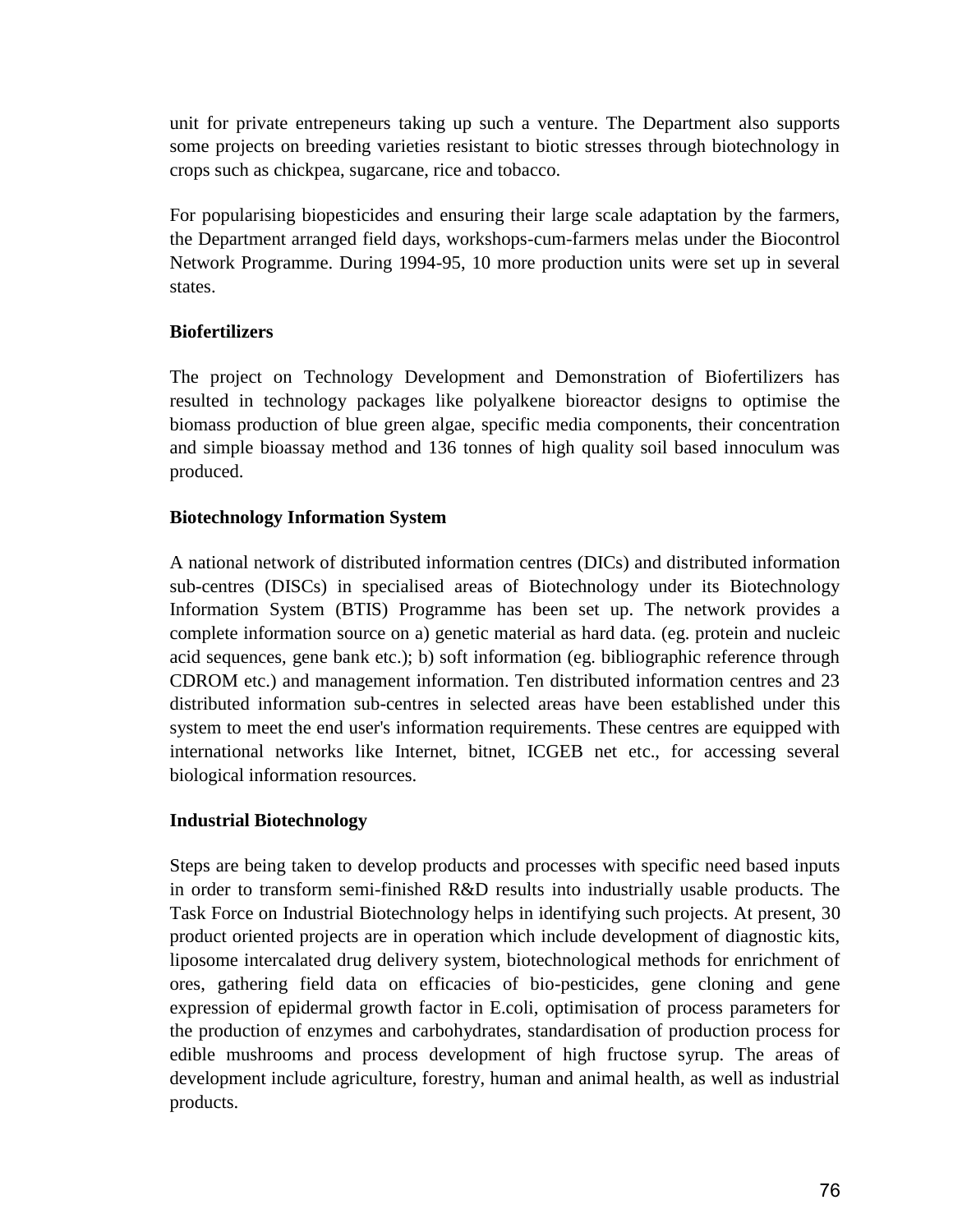unit for private entrepeneurs taking up such a venture. The Department also supports some projects on breeding varieties resistant to biotic stresses through biotechnology in crops such as chickpea, sugarcane, rice and tobacco.

For popularising biopesticides and ensuring their large scale adaptation by the farmers, the Department arranged field days, workshops-cum-farmers melas under the Biocontrol Network Programme. During 1994-95, 10 more production units were set up in several states.

**Biofertilizers**

The project on Technology Development and Demonstration of Biofertilizers has resulted in technology packages like polyalkene bioreactor designs to optimise the biomass production of blue green algae, specific media components, their concentration and simple bioassay method and 136 tonnes of high quality soil based innoculum was produced.

**Biotechnology Information System**

A national network of distributed information centres (DICs) and distributed information sub-centres (DISCs) in specialised areas of Biotechnology under its Biotechnology Information System (BTIS) Programme has been set up. The network provides a complete information source on a) genetic material as hard data. (eg. protein and nucleic acid sequences, gene bank etc.); b) soft information (eg. bibliographic reference through CDROM etc.) and management information. Ten distributed information centres and 23 distributed information sub-centres in selected areas have been established under this system to meet the end user's information requirements. These centres are equipped with international networks like Internet, bitnet, ICGEB net etc., for accessing several biological information resources.

**Industrial Biotechnology**

Steps are being taken to develop products and processes with specific need based inputs in order to transform semi-finished R&D results into industrially usable products. The Task Force on Industrial Biotechnology helps in identifying such projects. At present, 30 product oriented projects are in operation which include development of diagnostic kits, liposome intercalated drug delivery system, biotechnological methods for enrichment of ores, gathering field data on efficacies of bio-pesticides, gene cloning and gene expression of epidermal growth factor in E.coli, optimisation of process parameters for the production of enzymes and carbohydrates, standardisation of production process for edible mushrooms and process development of high fructose syrup. The areas of development include agriculture, forestry, human and animal health, as well as industrial products.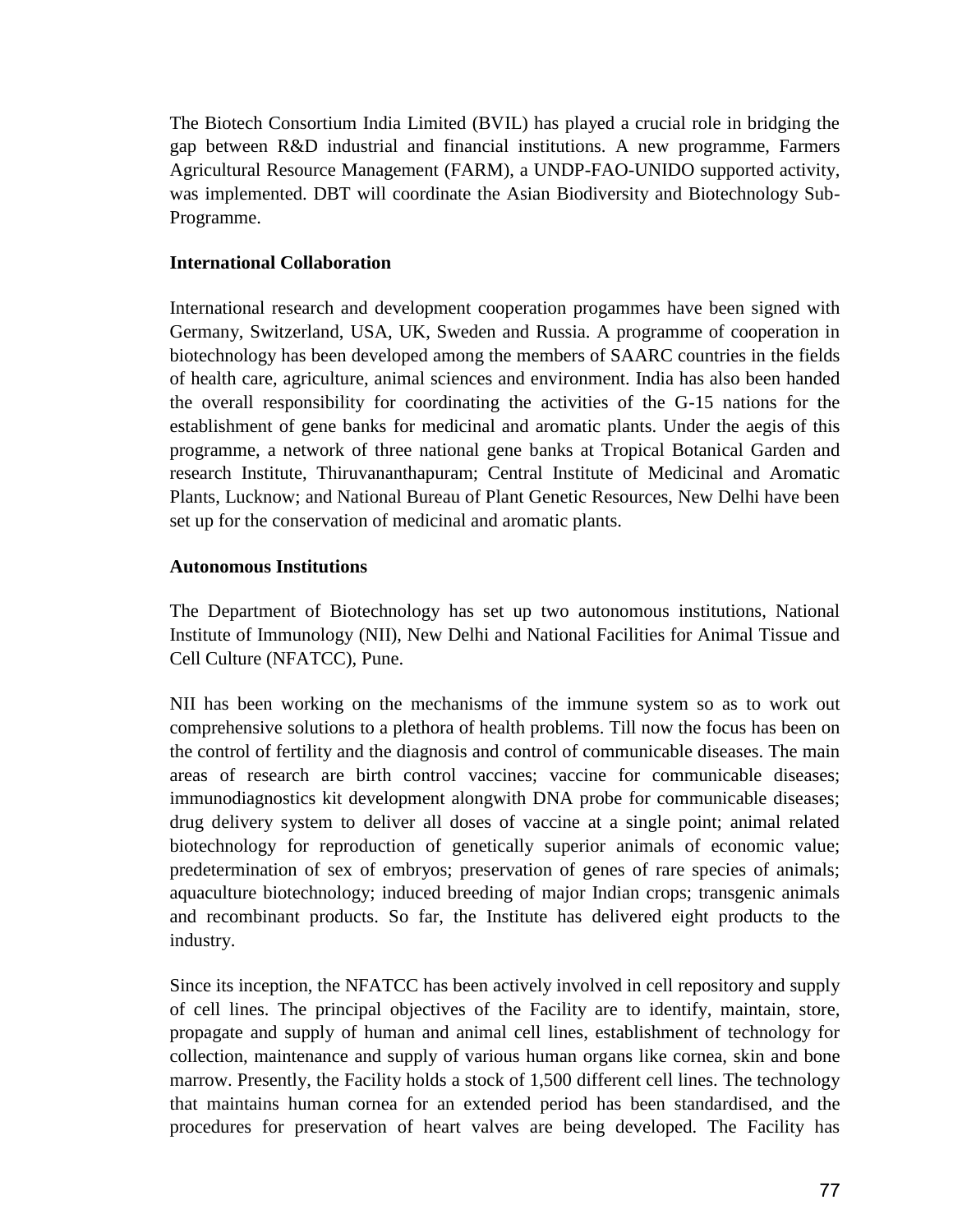The Biotech Consortium India Limited (BVIL) has played a crucial role in bridging the gap between R&D industrial and financial institutions. A new programme, Farmers Agricultural Resource Management (FARM), a UNDP-FAO-UNIDO supported activity, was implemented. DBT will coordinate the Asian Biodiversity and Biotechnology Sub-Programme.

**International Collaboration**

International research and development cooperation progammes have been signed with Germany, Switzerland, USA, UK, Sweden and Russia. A programme of cooperation in biotechnology has been developed among the members of SAARC countries in the fields of health care, agriculture, animal sciences and environment. India has also been handed the overall responsibility for coordinating the activities of the G-15 nations for the establishment of gene banks for medicinal and aromatic plants. Under the aegis of this programme, a network of three national gene banks at Tropical Botanical Garden and research Institute, Thiruvananthapuram; Central Institute of Medicinal and Aromatic Plants, Lucknow; and National Bureau of Plant Genetic Resources, New Delhi have been set up for the conservation of medicinal and aromatic plants.

**Autonomous Institutions**

The Department of Biotechnology has set up two autonomous institutions, National Institute of Immunology (NII), New Delhi and National Facilities for Animal Tissue and Cell Culture (NFATCC), Pune.

NII has been working on the mechanisms of the immune system so as to work out comprehensive solutions to a plethora of health problems. Till now the focus has been on the control of fertility and the diagnosis and control of communicable diseases. The main areas of research are birth control vaccines; vaccine for communicable diseases; immunodiagnostics kit development alongwith DNA probe for communicable diseases; drug delivery system to deliver all doses of vaccine at a single point; animal related biotechnology for reproduction of genetically superior animals of economic value; predetermination of sex of embryos; preservation of genes of rare species of animals; aquaculture biotechnology; induced breeding of major Indian crops; transgenic animals and recombinant products. So far, the Institute has delivered eight products to the industry.

Since its inception, the NFATCC has been actively involved in cell repository and supply of cell lines. The principal objectives of the Facility are to identify, maintain, store, propagate and supply of human and animal cell lines, establishment of technology for collection, maintenance and supply of various human organs like cornea, skin and bone marrow. Presently, the Facility holds a stock of 1,500 different cell lines. The technology that maintains human cornea for an extended period has been standardised, and the procedures for preservation of heart valves are being developed. The Facility has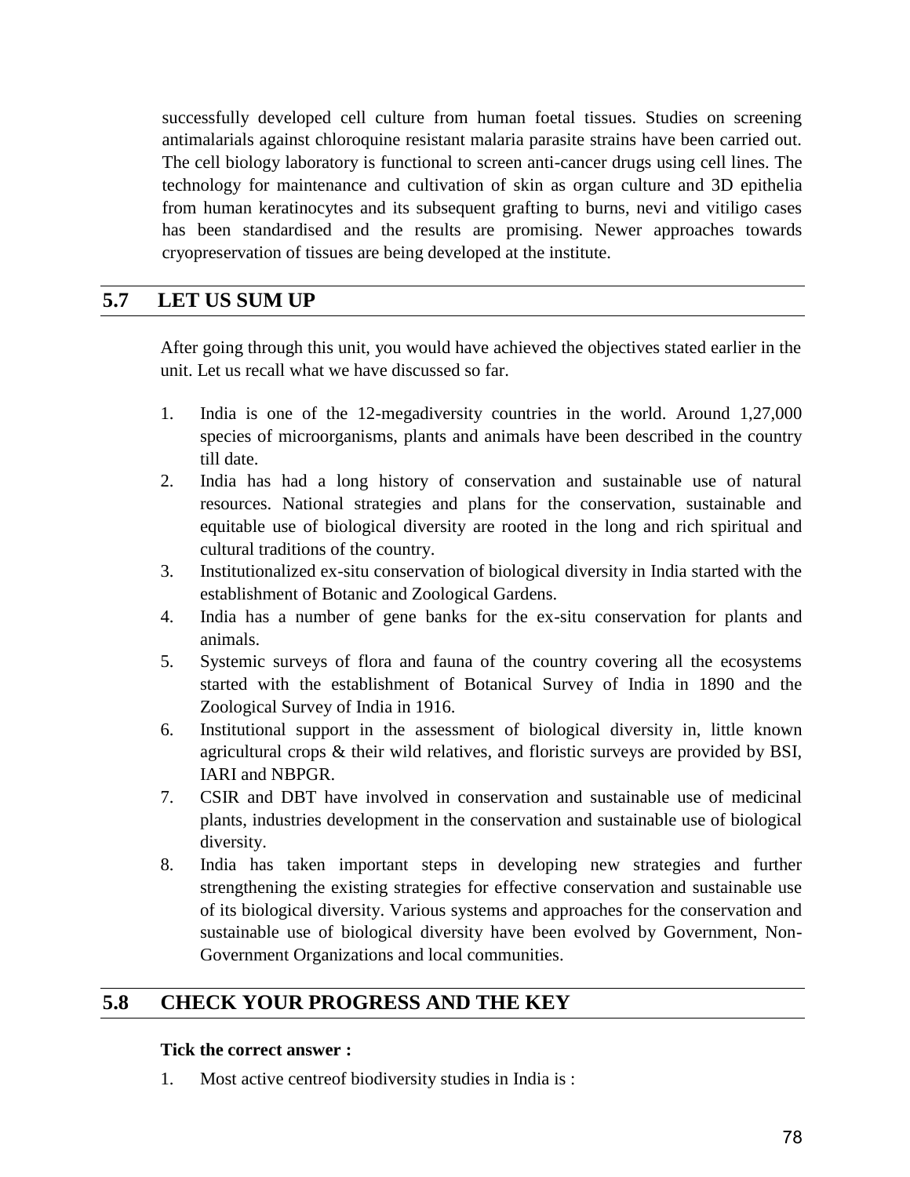successfully developed cell culture from human foetal tissues. Studies on screening antimalarials against chloroquine resistant malaria parasite strains have been carried out. The cell biology laboratory is functional to screen anti-cancer drugs using cell lines. The technology for maintenance and cultivation of skin as organ culture and 3D epithelia from human keratinocytes and its subsequent grafting to burns, nevi and vitiligo cases has been standardised and the results are promising. Newer approaches towards cryopreservation of tissues are being developed at the institute.

## 5.7 LET US SUM UP

After going through this unit, you would have achieved the objectives stated earlier in the unit. Let us recall what we have discussed so far.

1. India is one of the 12-megadiversity countries in the world. Around 1,27,000 species of microorganisms, plants and animals have been described in the country till date.
2. India has had a long history of conservation and sustainable use of natural resources. National strategies and plans for the conservation, sustainable and equitable use of biological diversity are rooted in the long and rich spiritual and cultural traditions of the country.
3. Institutionalized ex-situ conservation of biological diversity in India started with the establishment of Botanic and Zoological Gardens.
4. India has a number of gene banks for the ex-situ conservation for plants and animals.
5. Systemic surveys of flora and fauna of the country covering all the ecosystems started with the establishment of Botanical Survey of India in 1890 and the Zoological Survey of India in 1916.
6. Institutional support in the assessment of biological diversity in, little known agricultural crops & their wild relatives, and floristic surveys are provided by BSI, IARI and NBPGR.
7. CSIR and DBT have involved in conservation and sustainable use of medicinal plants, industries development in the conservation and sustainable use of biological diversity.
8. India has taken important steps in developing new strategies and further strengthening the existing strategies for effective conservation and sustainable use of its biological diversity. Various systems and approaches for the conservation and sustainable use of biological diversity have been evolved by Government, Non-Government Organizations and local communities.

## 5.8 CHECK YOUR PROGRESS AND THE KEY

**Tick the correct answer :**

1. Most active centreof biodiversity studies in India is :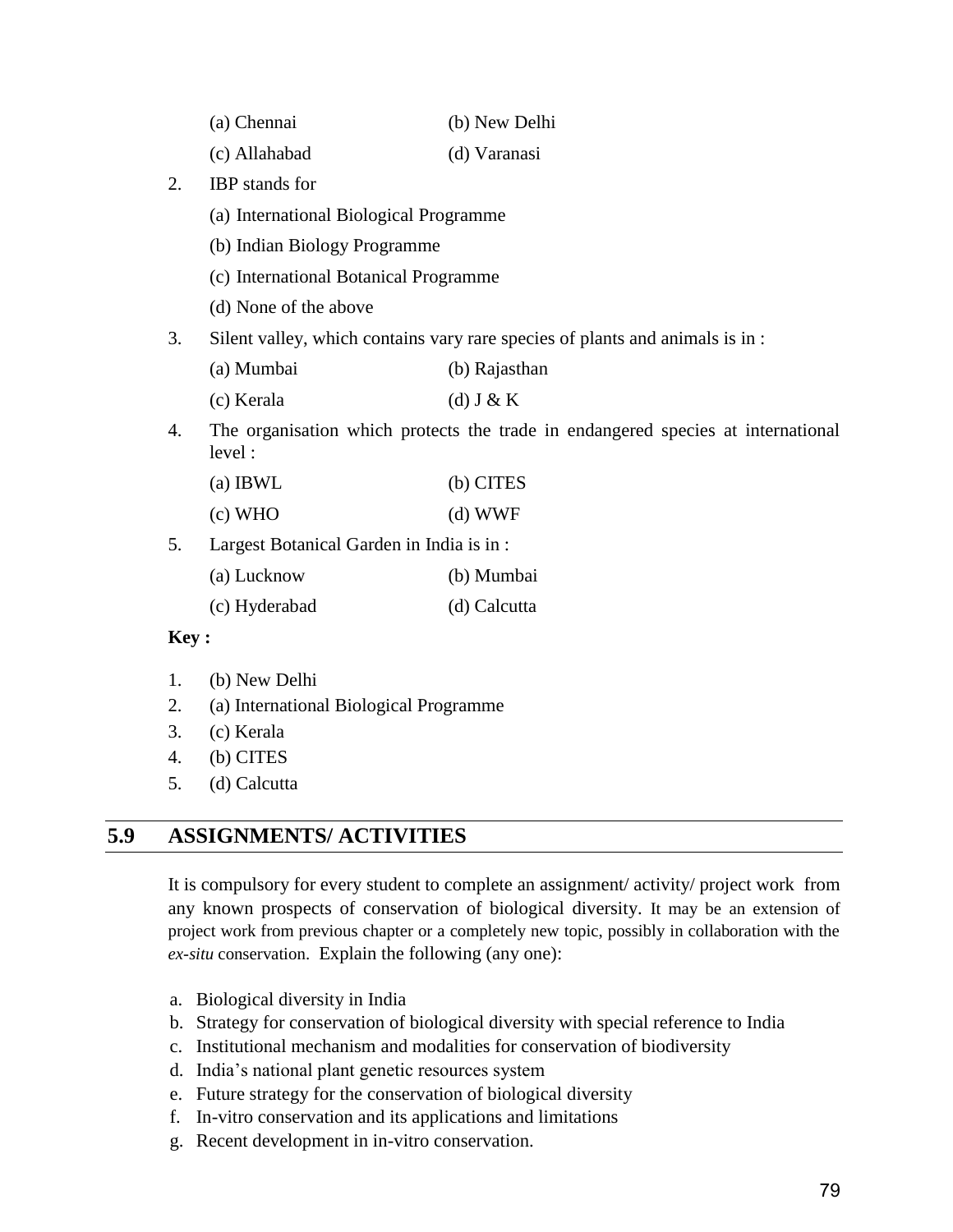(a) Chennai (b) New Delhi

(c) Allahabad (d) Varanasi

2. IBP stands for

   (a) International Biological Programme

   (b) Indian Biology Programme

   (c) International Botanical Programme

   (d) None of the above

3. Silent valley, which contains vary rare species of plants and animals is in :

   (a) Mumbai (b) Rajasthan

   (c) Kerala (d) J & K

4. The organisation which protects the trade in endangered species at international level :

   (a) IBWL (b) CITES

   (c) WHO (d) WWF

5. Largest Botanical Garden in India is in :

   (a) Lucknow (b) Mumbai

   (c) Hyderabad (d) Calcutta

**Key :**

1. (b) New Delhi
2. (a) International Biological Programme
3. (c) Kerala
4. (b) CITES
5. (d) Calcutta

## 5.9 ASSIGNMENTS/ ACTIVITIES

It is compulsory for every student to complete an assignment/ activity/ project work from any known prospects of conservation of biological diversity. It may be an extension of project work from previous chapter or a completely new topic, possibly in collaboration with the *ex-situ* conservation. Explain the following (any one):

a. Biological diversity in India
b. Strategy for conservation of biological diversity with special reference to India
c. Institutional mechanism and modalities for conservation of biodiversity
d. India's national plant genetic resources system
e. Future strategy for the conservation of biological diversity
f. In-vitro conservation and its applications and limitations
g. Recent development in in-vitro conservation.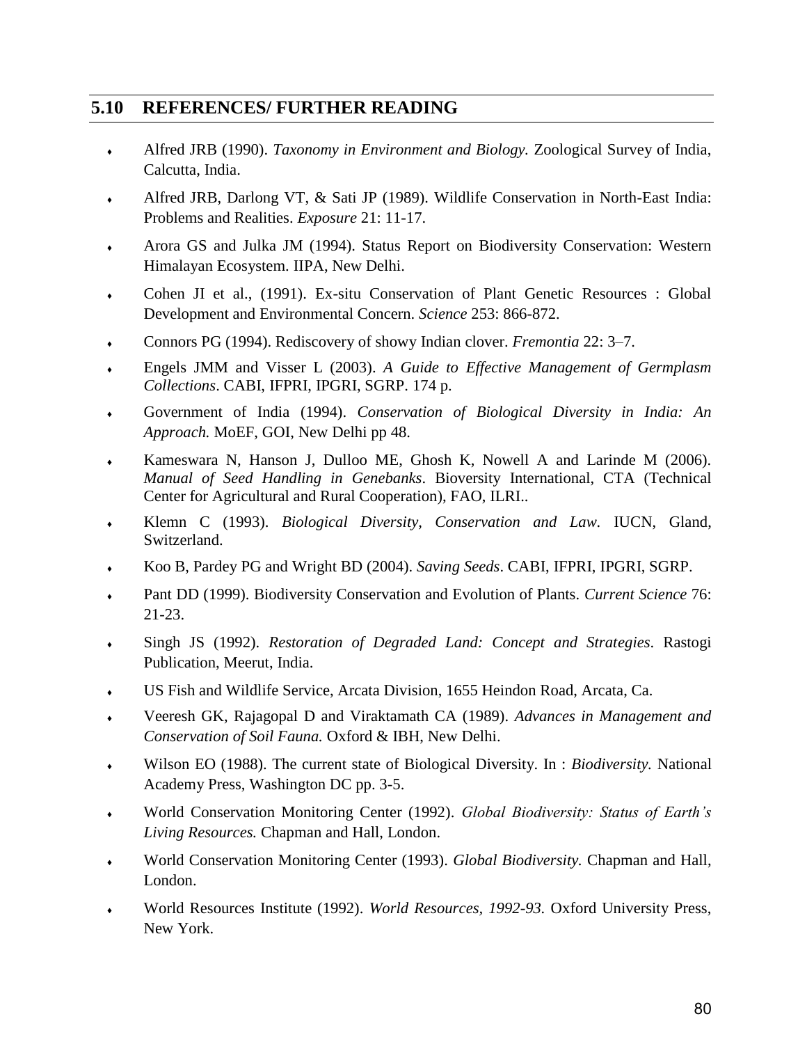## 5.10 REFERENCES/ FURTHER READING

- Alfred JRB (1990). *Taxonomy in Environment and Biology.* Zoological Survey of India, Calcutta, India.
- Alfred JRB, Darlong VT, & Sati JP (1989). Wildlife Conservation in North-East India: Problems and Realities. *Exposure* 21: 11-17.
- Arora GS and Julka JM (1994). Status Report on Biodiversity Conservation: Western Himalayan Ecosystem. IIPA, New Delhi.
- Cohen JI et al., (1991). Ex-situ Conservation of Plant Genetic Resources : Global Development and Environmental Concern. *Science* 253: 866-872.
- Connors PG (1994). Rediscovery of showy Indian clover. *Fremontia* 22: 3–7.
- Engels JMM and Visser L (2003). *A Guide to Effective Management of Germplasm Collections*. CABI, IFPRI, IPGRI, SGRP. 174 p.
- Government of India (1994). *Conservation of Biological Diversity in India: An Approach.* MoEF, GOI, New Delhi pp 48.
- Kameswara N, Hanson J, Dulloo ME, Ghosh K, Nowell A and Larinde M (2006). *Manual of Seed Handling in Genebanks*. Bioversity International, CTA (Technical Center for Agricultural and Rural Cooperation), FAO, ILRI..
- Klemn C (1993). *Biological Diversity, Conservation and Law.* IUCN, Gland, Switzerland.
- Koo B, Pardey PG and Wright BD (2004). *Saving Seeds*. CABI, IFPRI, IPGRI, SGRP.
- Pant DD (1999). Biodiversity Conservation and Evolution of Plants. *Current Science* 76: 21-23.
- Singh JS (1992). *Restoration of Degraded Land: Concept and Strategies*. Rastogi Publication, Meerut, India.
- US Fish and Wildlife Service, Arcata Division, 1655 Heindon Road, Arcata, Ca.
- Veeresh GK, Rajagopal D and Viraktamath CA (1989). *Advances in Management and Conservation of Soil Fauna.* Oxford & IBH, New Delhi.
- Wilson EO (1988). The current state of Biological Diversity. In : *Biodiversity.* National Academy Press, Washington DC pp. 3-5.
- World Conservation Monitoring Center (1992). *Global Biodiversity: Status of Earth's Living Resources.* Chapman and Hall, London.
- World Conservation Monitoring Center (1993). *Global Biodiversity.* Chapman and Hall, London.
- World Resources Institute (1992). *World Resources, 1992-93.* Oxford University Press, New York.